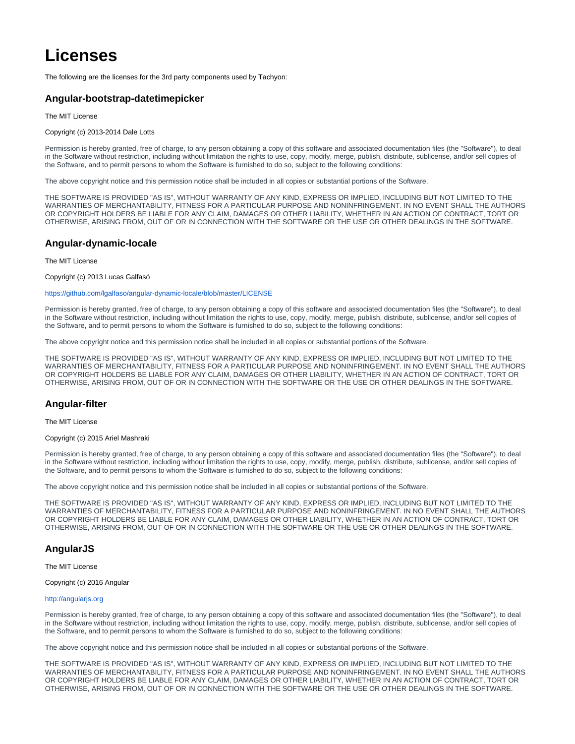# Licenses

The following are the licenses for the 3rd party components used by Tachyon:

## Angular-bootstrap-datetimepicker

The MIT License

Copyright (c) 2013-2014 Dale Lotts

Permission is hereby granted, free of charge, to any person obtaining a copy of this software and associated documentation files (the "Software"), to deal in the Software without restriction, including without limitation the rights to use, copy, modify, merge, publish, distribute, sublicense, and/or sell copies of the Software, and to permit persons to whom the Software is furnished to do so, subject to the following conditions:

The above copyright notice and this permission notice shall be included in all copies or substantial portions of the Software.

THE SOFTWARE IS PROVIDED "AS IS", WITHOUT WARRANTY OF ANY KIND, EXPRESS OR IMPLIED, INCLUDING BUT NOT LIMITED TO THE WARRANTIES OF MERCHANTABILITY, FITNESS FOR A PARTICULAR PURPOSE AND NONINFRINGEMENT. IN NO EVENT SHALL THE AUTHORS OR COPYRIGHT HOLDERS BE LIABLE FOR ANY CLAIM, DAMAGES OR OTHER LIABILITY, WHETHER IN AN ACTION OF CONTRACT, TORT OR OTHERWISE, ARISING FROM, OUT OF OR IN CONNECTION WITH THE SOFTWARE OR THE USE OR OTHER DEALINGS IN THE SOFTWARE.

## Angular-dynamic-locale

The MIT License

Copyright (c) 2013 Lucas Galfasó

https://github.com/lgalfaso/angular-dynamic-locale/blob/master/LICENSE

Permission is hereby granted, free of charge, to any person obtaining a copy of this software and associated documentation files (the "Software"), to deal in the Software without restriction, including without limitation the rights to use, copy, modify, merge, publish, distribute, sublicense, and/or sell copies of the Software, and to permit persons to whom the Software is furnished to do so, subject to the following conditions:

The above copyright notice and this permission notice shall be included in all copies or substantial portions of the Software.

THE SOFTWARE IS PROVIDED "AS IS", WITHOUT WARRANTY OF ANY KIND, EXPRESS OR IMPLIED, INCLUDING BUT NOT LIMITED TO THE WARRANTIES OF MERCHANTABILITY, FITNESS FOR A PARTICULAR PURPOSE AND NONINFRINGEMENT. IN NO EVENT SHALL THE AUTHORS OR COPYRIGHT HOLDERS BE LIABLE FOR ANY CLAIM, DAMAGES OR OTHER LIABILITY, WHETHER IN AN ACTION OF CONTRACT, TORT OR OTHERWISE, ARISING FROM, OUT OF OR IN CONNECTION WITH THE SOFTWARE OR THE USE OR OTHER DEALINGS IN THE SOFTWARE.

## Angular-filter

The MIT License

Copyright (c) 2015 Ariel Mashraki

Permission is hereby granted, free of charge, to any person obtaining a copy of this software and associated documentation files (the "Software"), to deal in the Software without restriction, including without limitation the rights to use, copy, modify, merge, publish, distribute, sublicense, and/or sell copies of the Software, and to permit persons to whom the Software is furnished to do so, subject to the following conditions:

The above copyright notice and this permission notice shall be included in all copies or substantial portions of the Software.

THE SOFTWARE IS PROVIDED "AS IS", WITHOUT WARRANTY OF ANY KIND, EXPRESS OR IMPLIED, INCLUDING BUT NOT LIMITED TO THE WARRANTIES OF MERCHANTABILITY, FITNESS FOR A PARTICULAR PURPOSE AND NONINFRINGEMENT. IN NO EVENT SHALL THE AUTHORS OR COPYRIGHT HOLDERS BE LIABLE FOR ANY CLAIM, DAMAGES OR OTHER LIABILITY, WHETHER IN AN ACTION OF CONTRACT, TORT OR OTHERWISE, ARISING FROM, OUT OF OR IN CONNECTION WITH THE SOFTWARE OR THE USE OR OTHER DEALINGS IN THE SOFTWARE.

## AngularJS

The MIT License

Copyright (c) 2016 Angular

http://angularjs.org

Permission is hereby granted, free of charge, to any person obtaining a copy of this software and associated documentation files (the "Software"), to deal in the Software without restriction, including without limitation the rights to use, copy, modify, merge, publish, distribute, sublicense, and/or sell copies of the Software, and to permit persons to whom the Software is furnished to do so, subject to the following conditions:

The above copyright notice and this permission notice shall be included in all copies or substantial portions of the Software.

THE SOFTWARE IS PROVIDED "AS IS", WITHOUT WARRANTY OF ANY KIND, EXPRESS OR IMPLIED, INCLUDING BUT NOT LIMITED TO THE WARRANTIES OF MERCHANTABILITY, FITNESS FOR A PARTICULAR PURPOSE AND NONINFRINGEMENT. IN NO EVENT SHALL THE AUTHORS OR COPYRIGHT HOLDERS BE LIABLE FOR ANY CLAIM, DAMAGES OR OTHER LIABILITY, WHETHER IN AN ACTION OF CONTRACT, TORT OR OTHERWISE, ARISING FROM, OUT OF OR IN CONNECTION WITH THE SOFTWARE OR THE USE OR OTHER DEALINGS IN THE SOFTWARE.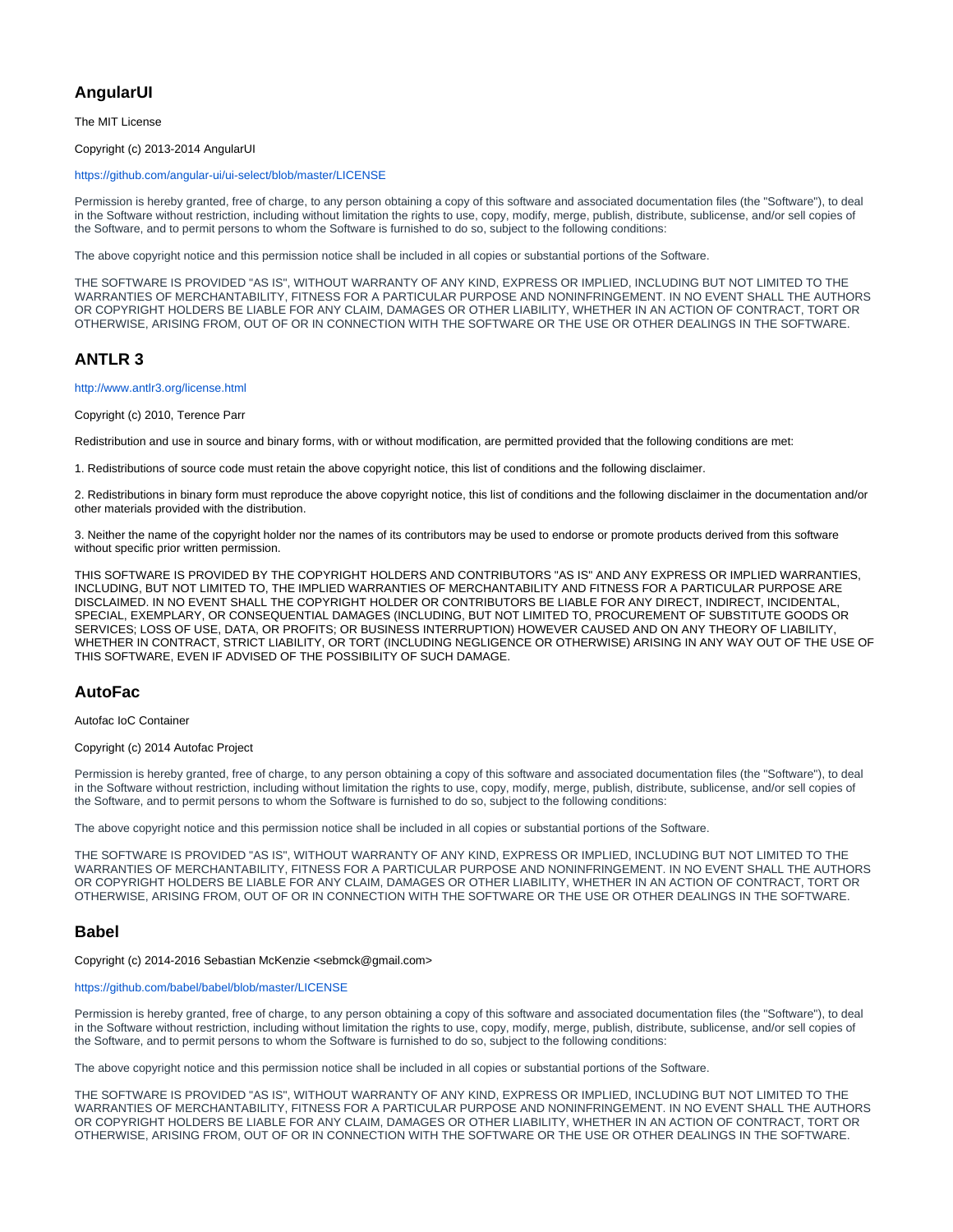## AngularUI

The MIT License

Copyright (c) 2013-2014 AngularUI

https://github.com/angular-ui/ui-select/blob/master/LICENSE

Permission is hereby granted, free of charge, to any person obtaining a copy of this software and associated documentation files (the "Software"), to deal in the Software without restriction, including without limitation the rights to use, copy, modify, merge, publish, distribute, sublicense, and/or sell copies of the Software, and to permit persons to whom the Software is furnished to do so, subject to the following conditions:

The above copyright notice and this permission notice shall be included in all copies or substantial portions of the Software.

THE SOFTWARE IS PROVIDED "AS IS", WITHOUT WARRANTY OF ANY KIND, EXPRESS OR IMPLIED, INCLUDING BUT NOT LIMITED TO THE WARRANTIES OF MERCHANTABILITY, FITNESS FOR A PARTICULAR PURPOSE AND NONINFRINGEMENT. IN NO EVENT SHALL THE AUTHORS OR COPYRIGHT HOLDERS BE LIABLE FOR ANY CLAIM, DAMAGES OR OTHER LIABILITY, WHETHER IN AN ACTION OF CONTRACT, TORT OR OTHERWISE, ARISING FROM, OUT OF OR IN CONNECTION WITH THE SOFTWARE OR THE USE OR OTHER DEALINGS IN THE SOFTWARE.

## ANTLR 3

http://www.antlr3.org/license.html

Copyright (c) 2010, Terence Parr

Redistribution and use in source and binary forms, with or without modification, are permitted provided that the following conditions are met:

1. Redistributions of source code must retain the above copyright notice, this list of conditions and the following disclaimer.

2. Redistributions in binary form must reproduce the above copyright notice, this list of conditions and the following disclaimer in the documentation and/or other materials provided with the distribution.

3. Neither the name of the copyright holder nor the names of its contributors may be used to endorse or promote products derived from this software without specific prior written permission.

THIS SOFTWARE IS PROVIDED BY THE COPYRIGHT HOLDERS AND CONTRIBUTORS "AS IS" AND ANY EXPRESS OR IMPLIED WARRANTIES, INCLUDING, BUT NOT LIMITED TO, THE IMPLIED WARRANTIES OF MERCHANTABILITY AND FITNESS FOR A PARTICULAR PURPOSE ARE DISCLAIMED. IN NO EVENT SHALL THE COPYRIGHT HOLDER OR CONTRIBUTORS BE LIABLE FOR ANY DIRECT, INDIRECT, INCIDENTAL, SPECIAL, EXEMPLARY, OR CONSEQUENTIAL DAMAGES (INCLUDING, BUT NOT LIMITED TO, PROCUREMENT OF SUBSTITUTE GOODS OR SERVICES; LOSS OF USE, DATA, OR PROFITS; OR BUSINESS INTERRUPTION) HOWEVER CAUSED AND ON ANY THEORY OF LIABILITY, WHETHER IN CONTRACT, STRICT LIABILITY, OR TORT (INCLUDING NEGLIGENCE OR OTHERWISE) ARISING IN ANY WAY OUT OF THE USE OF THIS SOFTWARE, EVEN IF ADVISED OF THE POSSIBILITY OF SUCH DAMAGE.

## AutoFac

Autofac IoC Container

Copyright (c) 2014 Autofac Project

Permission is hereby granted, free of charge, to any person obtaining a copy of this software and associated documentation files (the "Software"), to deal in the Software without restriction, including without limitation the rights to use, copy, modify, merge, publish, distribute, sublicense, and/or sell copies of the Software, and to permit persons to whom the Software is furnished to do so, subject to the following conditions:

The above copyright notice and this permission notice shall be included in all copies or substantial portions of the Software.

THE SOFTWARE IS PROVIDED "AS IS", WITHOUT WARRANTY OF ANY KIND, EXPRESS OR IMPLIED, INCLUDING BUT NOT LIMITED TO THE WARRANTIES OF MERCHANTABILITY, FITNESS FOR A PARTICULAR PURPOSE AND NONINFRINGEMENT. IN NO EVENT SHALL THE AUTHORS OR COPYRIGHT HOLDERS BE LIABLE FOR ANY CLAIM, DAMAGES OR OTHER LIABILITY, WHETHER IN AN ACTION OF CONTRACT, TORT OR OTHERWISE, ARISING FROM, OUT OF OR IN CONNECTION WITH THE SOFTWARE OR THE USE OR OTHER DEALINGS IN THE SOFTWARE.

## Babel

Copyright (c) 2014-2016 Sebastian McKenzie <sebmck@gmail.com>

https://github.com/babel/babel/blob/master/LICENSE

Permission is hereby granted, free of charge, to any person obtaining a copy of this software and associated documentation files (the "Software"), to deal in the Software without restriction, including without limitation the rights to use, copy, modify, merge, publish, distribute, sublicense, and/or sell copies of the Software, and to permit persons to whom the Software is furnished to do so, subject to the following conditions:

The above copyright notice and this permission notice shall be included in all copies or substantial portions of the Software.

THE SOFTWARE IS PROVIDED "AS IS", WITHOUT WARRANTY OF ANY KIND, EXPRESS OR IMPLIED, INCLUDING BUT NOT LIMITED TO THE WARRANTIES OF MERCHANTABILITY, FITNESS FOR A PARTICULAR PURPOSE AND NONINFRINGEMENT. IN NO EVENT SHALL THE AUTHORS OR COPYRIGHT HOLDERS BE LIABLE FOR ANY CLAIM, DAMAGES OR OTHER LIABILITY, WHETHER IN AN ACTION OF CONTRACT, TORT OR OTHERWISE, ARISING FROM, OUT OF OR IN CONNECTION WITH THE SOFTWARE OR THE USE OR OTHER DEALINGS IN THE SOFTWARE.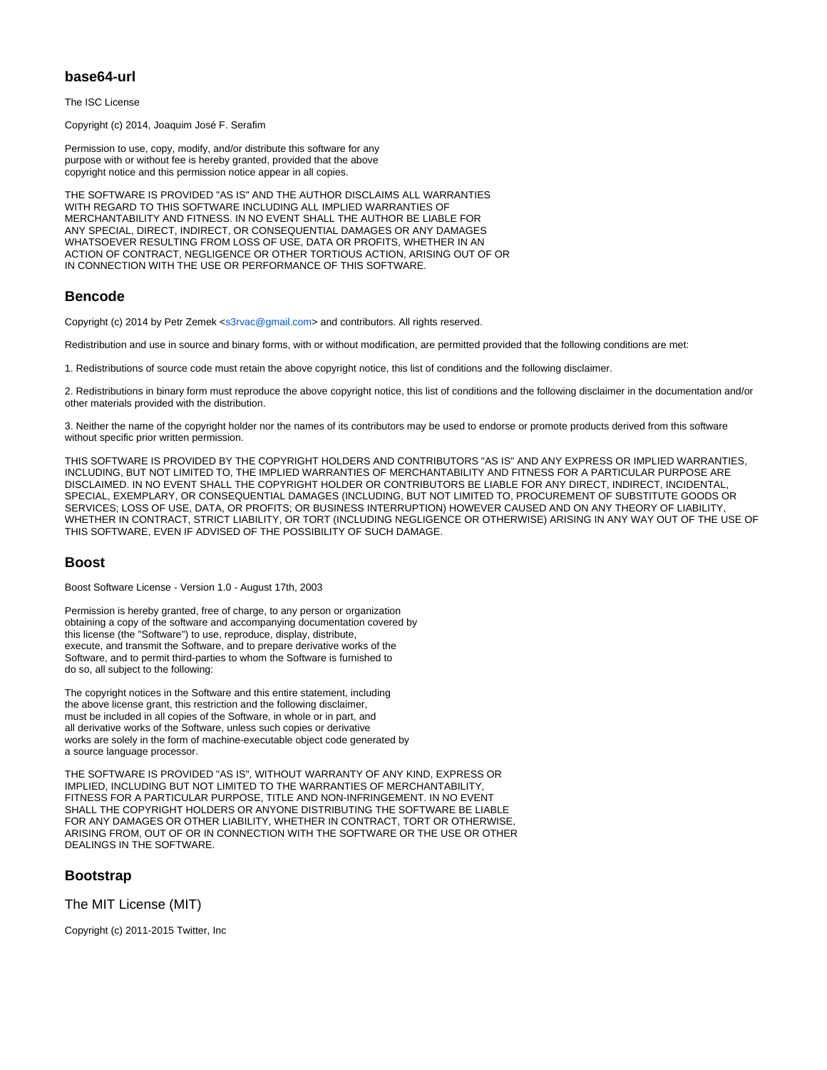## base64-url

The ISC License

Copyright (c) 2014, Joaquim José F. Serafim

Permission to use, copy, modify, and/or distribute this software for any
purpose with or without fee is hereby granted, provided that the above
copyright notice and this permission notice appear in all copies.

THE SOFTWARE IS PROVIDED "AS IS" AND THE AUTHOR DISCLAIMS ALL WARRANTIES
WITH REGARD TO THIS SOFTWARE INCLUDING ALL IMPLIED WARRANTIES OF
MERCHANTABILITY AND FITNESS. IN NO EVENT SHALL THE AUTHOR BE LIABLE FOR
ANY SPECIAL, DIRECT, INDIRECT, OR CONSEQUENTIAL DAMAGES OR ANY DAMAGES
WHATSOEVER RESULTING FROM LOSS OF USE, DATA OR PROFITS, WHETHER IN AN
ACTION OF CONTRACT, NEGLIGENCE OR OTHER TORTIOUS ACTION, ARISING OUT OF OR
IN CONNECTION WITH THE USE OR PERFORMANCE OF THIS SOFTWARE.

## Bencode

Copyright (c) 2014 by Petr Zemek <s3rvac@gmail.com> and contributors. All rights reserved.

Redistribution and use in source and binary forms, with or without modification, are permitted provided that the following conditions are met:

1. Redistributions of source code must retain the above copyright notice, this list of conditions and the following disclaimer.

2. Redistributions in binary form must reproduce the above copyright notice, this list of conditions and the following disclaimer in the documentation and/or other materials provided with the distribution.

3. Neither the name of the copyright holder nor the names of its contributors may be used to endorse or promote products derived from this software without specific prior written permission.

THIS SOFTWARE IS PROVIDED BY THE COPYRIGHT HOLDERS AND CONTRIBUTORS "AS IS" AND ANY EXPRESS OR IMPLIED WARRANTIES, INCLUDING, BUT NOT LIMITED TO, THE IMPLIED WARRANTIES OF MERCHANTABILITY AND FITNESS FOR A PARTICULAR PURPOSE ARE DISCLAIMED. IN NO EVENT SHALL THE COPYRIGHT HOLDER OR CONTRIBUTORS BE LIABLE FOR ANY DIRECT, INDIRECT, INCIDENTAL, SPECIAL, EXEMPLARY, OR CONSEQUENTIAL DAMAGES (INCLUDING, BUT NOT LIMITED TO, PROCUREMENT OF SUBSTITUTE GOODS OR SERVICES; LOSS OF USE, DATA, OR PROFITS; OR BUSINESS INTERRUPTION) HOWEVER CAUSED AND ON ANY THEORY OF LIABILITY, WHETHER IN CONTRACT, STRICT LIABILITY, OR TORT (INCLUDING NEGLIGENCE OR OTHERWISE) ARISING IN ANY WAY OUT OF THE USE OF THIS SOFTWARE, EVEN IF ADVISED OF THE POSSIBILITY OF SUCH DAMAGE.

## Boost

Boost Software License - Version 1.0 - August 17th, 2003

Permission is hereby granted, free of charge, to any person or organization
obtaining a copy of the software and accompanying documentation covered by
this license (the "Software") to use, reproduce, display, distribute,
execute, and transmit the Software, and to prepare derivative works of the
Software, and to permit third-parties to whom the Software is furnished to
do so, all subject to the following:

The copyright notices in the Software and this entire statement, including
the above license grant, this restriction and the following disclaimer,
must be included in all copies of the Software, in whole or in part, and
all derivative works of the Software, unless such copies or derivative
works are solely in the form of machine-executable object code generated by
a source language processor.

THE SOFTWARE IS PROVIDED "AS IS", WITHOUT WARRANTY OF ANY KIND, EXPRESS OR
IMPLIED, INCLUDING BUT NOT LIMITED TO THE WARRANTIES OF MERCHANTABILITY,
FITNESS FOR A PARTICULAR PURPOSE, TITLE AND NON-INFRINGEMENT. IN NO EVENT
SHALL THE COPYRIGHT HOLDERS OR ANYONE DISTRIBUTING THE SOFTWARE BE LIABLE
FOR ANY DAMAGES OR OTHER LIABILITY, WHETHER IN CONTRACT, TORT OR OTHERWISE,
ARISING FROM, OUT OF OR IN CONNECTION WITH THE SOFTWARE OR THE USE OR OTHER
DEALINGS IN THE SOFTWARE.

## Bootstrap

### The MIT License (MIT)

Copyright (c) 2011-2015 Twitter, Inc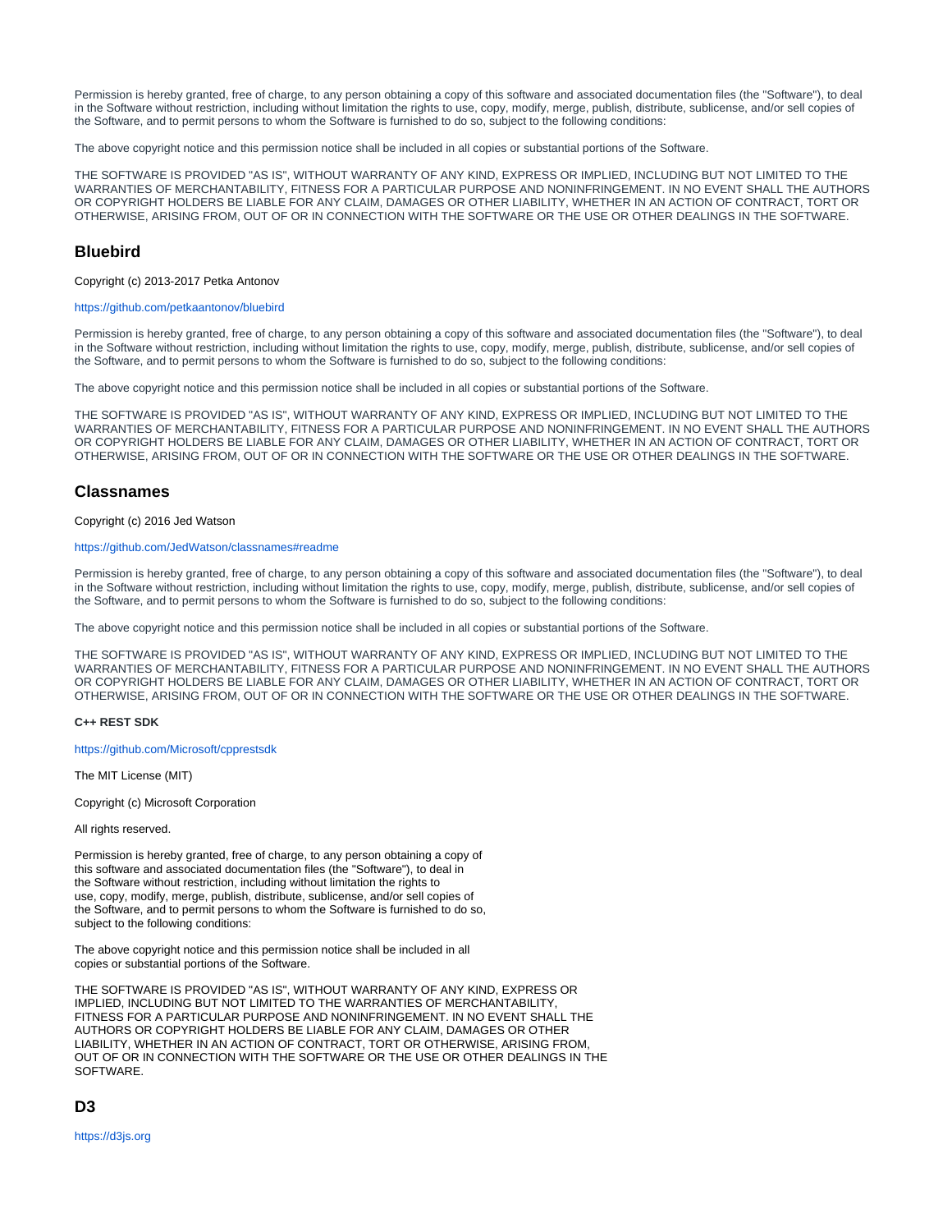Permission is hereby granted, free of charge, to any person obtaining a copy of this software and associated documentation files (the "Software"), to deal in the Software without restriction, including without limitation the rights to use, copy, modify, merge, publish, distribute, sublicense, and/or sell copies of the Software, and to permit persons to whom the Software is furnished to do so, subject to the following conditions:

The above copyright notice and this permission notice shall be included in all copies or substantial portions of the Software.

THE SOFTWARE IS PROVIDED "AS IS", WITHOUT WARRANTY OF ANY KIND, EXPRESS OR IMPLIED, INCLUDING BUT NOT LIMITED TO THE WARRANTIES OF MERCHANTABILITY, FITNESS FOR A PARTICULAR PURPOSE AND NONINFRINGEMENT. IN NO EVENT SHALL THE AUTHORS OR COPYRIGHT HOLDERS BE LIABLE FOR ANY CLAIM, DAMAGES OR OTHER LIABILITY, WHETHER IN AN ACTION OF CONTRACT, TORT OR OTHERWISE, ARISING FROM, OUT OF OR IN CONNECTION WITH THE SOFTWARE OR THE USE OR OTHER DEALINGS IN THE SOFTWARE.

## Bluebird

Copyright (c) 2013-2017 Petka Antonov

https://github.com/petkaantonov/bluebird

Permission is hereby granted, free of charge, to any person obtaining a copy of this software and associated documentation files (the "Software"), to deal in the Software without restriction, including without limitation the rights to use, copy, modify, merge, publish, distribute, sublicense, and/or sell copies of the Software, and to permit persons to whom the Software is furnished to do so, subject to the following conditions:

The above copyright notice and this permission notice shall be included in all copies or substantial portions of the Software.

THE SOFTWARE IS PROVIDED "AS IS", WITHOUT WARRANTY OF ANY KIND, EXPRESS OR IMPLIED, INCLUDING BUT NOT LIMITED TO THE WARRANTIES OF MERCHANTABILITY, FITNESS FOR A PARTICULAR PURPOSE AND NONINFRINGEMENT. IN NO EVENT SHALL THE AUTHORS OR COPYRIGHT HOLDERS BE LIABLE FOR ANY CLAIM, DAMAGES OR OTHER LIABILITY, WHETHER IN AN ACTION OF CONTRACT, TORT OR OTHERWISE, ARISING FROM, OUT OF OR IN CONNECTION WITH THE SOFTWARE OR THE USE OR OTHER DEALINGS IN THE SOFTWARE.

## Classnames

Copyright (c) 2016 Jed Watson

https://github.com/JedWatson/classnames#readme

Permission is hereby granted, free of charge, to any person obtaining a copy of this software and associated documentation files (the "Software"), to deal in the Software without restriction, including without limitation the rights to use, copy, modify, merge, publish, distribute, sublicense, and/or sell copies of the Software, and to permit persons to whom the Software is furnished to do so, subject to the following conditions:

The above copyright notice and this permission notice shall be included in all copies or substantial portions of the Software.

THE SOFTWARE IS PROVIDED "AS IS", WITHOUT WARRANTY OF ANY KIND, EXPRESS OR IMPLIED, INCLUDING BUT NOT LIMITED TO THE WARRANTIES OF MERCHANTABILITY, FITNESS FOR A PARTICULAR PURPOSE AND NONINFRINGEMENT. IN NO EVENT SHALL THE AUTHORS OR COPYRIGHT HOLDERS BE LIABLE FOR ANY CLAIM, DAMAGES OR OTHER LIABILITY, WHETHER IN AN ACTION OF CONTRACT, TORT OR OTHERWISE, ARISING FROM, OUT OF OR IN CONNECTION WITH THE SOFTWARE OR THE USE OR OTHER DEALINGS IN THE SOFTWARE.

**C++ REST SDK**

https://github.com/Microsoft/cpprestsdk

The MIT License (MIT)

Copyright (c) Microsoft Corporation

All rights reserved.

Permission is hereby granted, free of charge, to any person obtaining a copy of this software and associated documentation files (the "Software"), to deal in the Software without restriction, including without limitation the rights to use, copy, modify, merge, publish, distribute, sublicense, and/or sell copies of the Software, and to permit persons to whom the Software is furnished to do so, subject to the following conditions:

The above copyright notice and this permission notice shall be included in all copies or substantial portions of the Software.

THE SOFTWARE IS PROVIDED "AS IS", WITHOUT WARRANTY OF ANY KIND, EXPRESS OR IMPLIED, INCLUDING BUT NOT LIMITED TO THE WARRANTIES OF MERCHANTABILITY, FITNESS FOR A PARTICULAR PURPOSE AND NONINFRINGEMENT. IN NO EVENT SHALL THE AUTHORS OR COPYRIGHT HOLDERS BE LIABLE FOR ANY CLAIM, DAMAGES OR OTHER LIABILITY, WHETHER IN AN ACTION OF CONTRACT, TORT OR OTHERWISE, ARISING FROM, OUT OF OR IN CONNECTION WITH THE SOFTWARE OR THE USE OR OTHER DEALINGS IN THE SOFTWARE.

## D3

https://d3js.org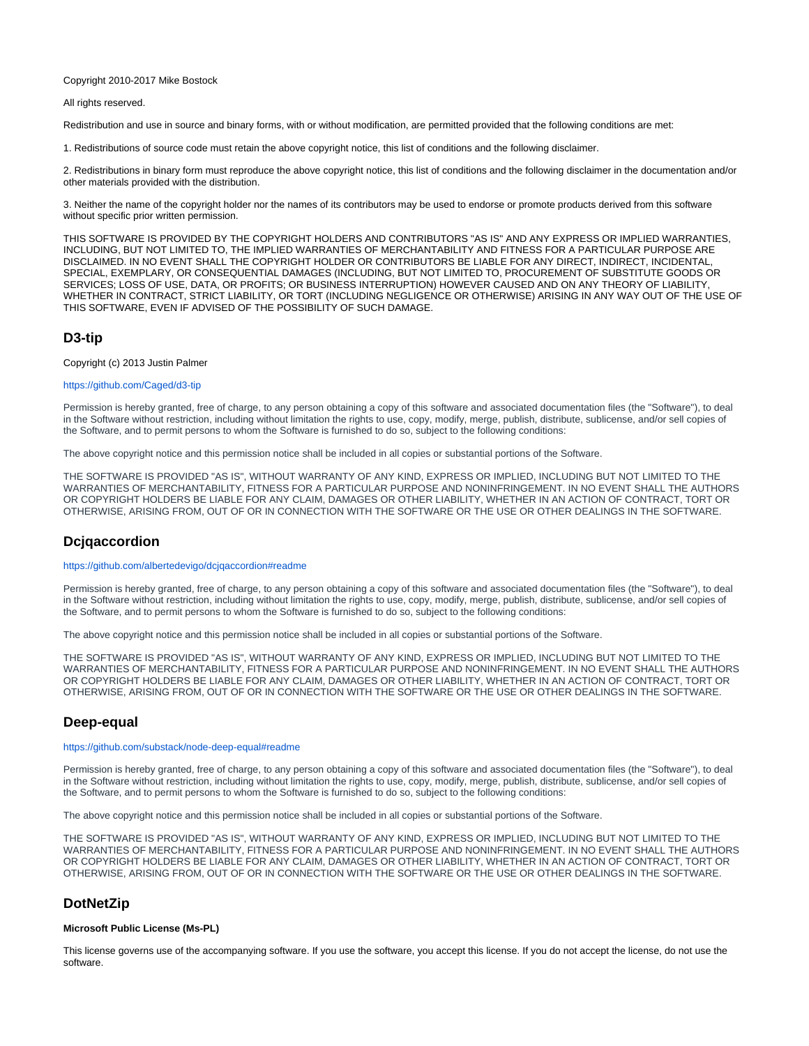Copyright 2010-2017 Mike Bostock

All rights reserved.

Redistribution and use in source and binary forms, with or without modification, are permitted provided that the following conditions are met:

1. Redistributions of source code must retain the above copyright notice, this list of conditions and the following disclaimer.

2. Redistributions in binary form must reproduce the above copyright notice, this list of conditions and the following disclaimer in the documentation and/or other materials provided with the distribution.

3. Neither the name of the copyright holder nor the names of its contributors may be used to endorse or promote products derived from this software without specific prior written permission.

THIS SOFTWARE IS PROVIDED BY THE COPYRIGHT HOLDERS AND CONTRIBUTORS "AS IS" AND ANY EXPRESS OR IMPLIED WARRANTIES, INCLUDING, BUT NOT LIMITED TO, THE IMPLIED WARRANTIES OF MERCHANTABILITY AND FITNESS FOR A PARTICULAR PURPOSE ARE DISCLAIMED. IN NO EVENT SHALL THE COPYRIGHT HOLDER OR CONTRIBUTORS BE LIABLE FOR ANY DIRECT, INDIRECT, INCIDENTAL, SPECIAL, EXEMPLARY, OR CONSEQUENTIAL DAMAGES (INCLUDING, BUT NOT LIMITED TO, PROCUREMENT OF SUBSTITUTE GOODS OR SERVICES; LOSS OF USE, DATA, OR PROFITS; OR BUSINESS INTERRUPTION) HOWEVER CAUSED AND ON ANY THEORY OF LIABILITY, WHETHER IN CONTRACT, STRICT LIABILITY, OR TORT (INCLUDING NEGLIGENCE OR OTHERWISE) ARISING IN ANY WAY OUT OF THE USE OF THIS SOFTWARE, EVEN IF ADVISED OF THE POSSIBILITY OF SUCH DAMAGE.

## D3-tip

Copyright (c) 2013 Justin Palmer

https://github.com/Caged/d3-tip

Permission is hereby granted, free of charge, to any person obtaining a copy of this software and associated documentation files (the "Software"), to deal in the Software without restriction, including without limitation the rights to use, copy, modify, merge, publish, distribute, sublicense, and/or sell copies of the Software, and to permit persons to whom the Software is furnished to do so, subject to the following conditions:

The above copyright notice and this permission notice shall be included in all copies or substantial portions of the Software.

THE SOFTWARE IS PROVIDED "AS IS", WITHOUT WARRANTY OF ANY KIND, EXPRESS OR IMPLIED, INCLUDING BUT NOT LIMITED TO THE WARRANTIES OF MERCHANTABILITY, FITNESS FOR A PARTICULAR PURPOSE AND NONINFRINGEMENT. IN NO EVENT SHALL THE AUTHORS OR COPYRIGHT HOLDERS BE LIABLE FOR ANY CLAIM, DAMAGES OR OTHER LIABILITY, WHETHER IN AN ACTION OF CONTRACT, TORT OR OTHERWISE, ARISING FROM, OUT OF OR IN CONNECTION WITH THE SOFTWARE OR THE USE OR OTHER DEALINGS IN THE SOFTWARE.

## Dcjqaccordion

https://github.com/albertedevigo/dcjqaccordion#readme

Permission is hereby granted, free of charge, to any person obtaining a copy of this software and associated documentation files (the "Software"), to deal in the Software without restriction, including without limitation the rights to use, copy, modify, merge, publish, distribute, sublicense, and/or sell copies of the Software, and to permit persons to whom the Software is furnished to do so, subject to the following conditions:

The above copyright notice and this permission notice shall be included in all copies or substantial portions of the Software.

THE SOFTWARE IS PROVIDED "AS IS", WITHOUT WARRANTY OF ANY KIND, EXPRESS OR IMPLIED, INCLUDING BUT NOT LIMITED TO THE WARRANTIES OF MERCHANTABILITY, FITNESS FOR A PARTICULAR PURPOSE AND NONINFRINGEMENT. IN NO EVENT SHALL THE AUTHORS OR COPYRIGHT HOLDERS BE LIABLE FOR ANY CLAIM, DAMAGES OR OTHER LIABILITY, WHETHER IN AN ACTION OF CONTRACT, TORT OR OTHERWISE, ARISING FROM, OUT OF OR IN CONNECTION WITH THE SOFTWARE OR THE USE OR OTHER DEALINGS IN THE SOFTWARE.

## Deep-equal

https://github.com/substack/node-deep-equal#readme

Permission is hereby granted, free of charge, to any person obtaining a copy of this software and associated documentation files (the "Software"), to deal in the Software without restriction, including without limitation the rights to use, copy, modify, merge, publish, distribute, sublicense, and/or sell copies of the Software, and to permit persons to whom the Software is furnished to do so, subject to the following conditions:

The above copyright notice and this permission notice shall be included in all copies or substantial portions of the Software.

THE SOFTWARE IS PROVIDED "AS IS", WITHOUT WARRANTY OF ANY KIND, EXPRESS OR IMPLIED, INCLUDING BUT NOT LIMITED TO THE WARRANTIES OF MERCHANTABILITY, FITNESS FOR A PARTICULAR PURPOSE AND NONINFRINGEMENT. IN NO EVENT SHALL THE AUTHORS OR COPYRIGHT HOLDERS BE LIABLE FOR ANY CLAIM, DAMAGES OR OTHER LIABILITY, WHETHER IN AN ACTION OF CONTRACT, TORT OR OTHERWISE, ARISING FROM, OUT OF OR IN CONNECTION WITH THE SOFTWARE OR THE USE OR OTHER DEALINGS IN THE SOFTWARE.

## DotNetZip

**Microsoft Public License (Ms-PL)**

This license governs use of the accompanying software. If you use the software, you accept this license. If you do not accept the license, do not use the software.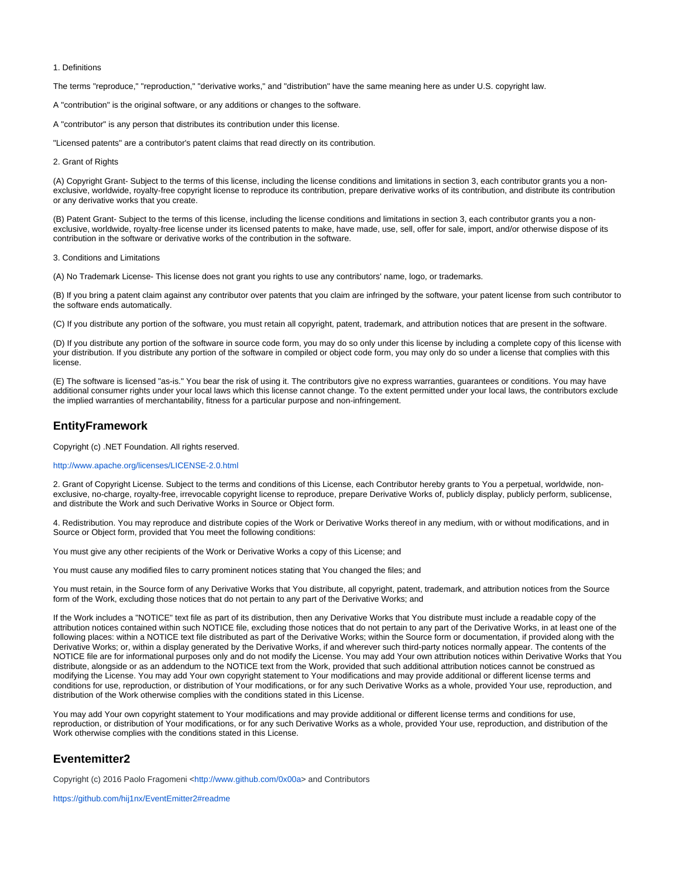1. Definitions

The terms "reproduce," "reproduction," "derivative works," and "distribution" have the same meaning here as under U.S. copyright law.

A "contribution" is the original software, or any additions or changes to the software.

A "contributor" is any person that distributes its contribution under this license.

"Licensed patents" are a contributor's patent claims that read directly on its contribution.

2. Grant of Rights

(A) Copyright Grant- Subject to the terms of this license, including the license conditions and limitations in section 3, each contributor grants you a non-exclusive, worldwide, royalty-free copyright license to reproduce its contribution, prepare derivative works of its contribution, and distribute its contribution or any derivative works that you create.

(B) Patent Grant- Subject to the terms of this license, including the license conditions and limitations in section 3, each contributor grants you a non-exclusive, worldwide, royalty-free license under its licensed patents to make, have made, use, sell, offer for sale, import, and/or otherwise dispose of its contribution in the software or derivative works of the contribution in the software.

3. Conditions and Limitations

(A) No Trademark License- This license does not grant you rights to use any contributors' name, logo, or trademarks.

(B) If you bring a patent claim against any contributor over patents that you claim are infringed by the software, your patent license from such contributor to the software ends automatically.

(C) If you distribute any portion of the software, you must retain all copyright, patent, trademark, and attribution notices that are present in the software.

(D) If you distribute any portion of the software in source code form, you may do so only under this license by including a complete copy of this license with your distribution. If you distribute any portion of the software in compiled or object code form, you may only do so under a license that complies with this license.

(E) The software is licensed "as-is." You bear the risk of using it. The contributors give no express warranties, guarantees or conditions. You may have additional consumer rights under your local laws which this license cannot change. To the extent permitted under your local laws, the contributors exclude the implied warranties of merchantability, fitness for a particular purpose and non-infringement.

## EntityFramework

Copyright (c) .NET Foundation. All rights reserved.

http://www.apache.org/licenses/LICENSE-2.0.html

2. Grant of Copyright License. Subject to the terms and conditions of this License, each Contributor hereby grants to You a perpetual, worldwide, non-exclusive, no-charge, royalty-free, irrevocable copyright license to reproduce, prepare Derivative Works of, publicly display, publicly perform, sublicense, and distribute the Work and such Derivative Works in Source or Object form.

4. Redistribution. You may reproduce and distribute copies of the Work or Derivative Works thereof in any medium, with or without modifications, and in Source or Object form, provided that You meet the following conditions:

You must give any other recipients of the Work or Derivative Works a copy of this License; and

You must cause any modified files to carry prominent notices stating that You changed the files; and

You must retain, in the Source form of any Derivative Works that You distribute, all copyright, patent, trademark, and attribution notices from the Source form of the Work, excluding those notices that do not pertain to any part of the Derivative Works; and

If the Work includes a "NOTICE" text file as part of its distribution, then any Derivative Works that You distribute must include a readable copy of the attribution notices contained within such NOTICE file, excluding those notices that do not pertain to any part of the Derivative Works, in at least one of the following places: within a NOTICE text file distributed as part of the Derivative Works; within the Source form or documentation, if provided along with the Derivative Works; or, within a display generated by the Derivative Works, if and wherever such third-party notices normally appear. The contents of the NOTICE file are for informational purposes only and do not modify the License. You may add Your own attribution notices within Derivative Works that You distribute, alongside or as an addendum to the NOTICE text from the Work, provided that such additional attribution notices cannot be construed as modifying the License. You may add Your own copyright statement to Your modifications and may provide additional or different license terms and conditions for use, reproduction, or distribution of Your modifications, or for any such Derivative Works as a whole, provided Your use, reproduction, and distribution of the Work otherwise complies with the conditions stated in this License.

You may add Your own copyright statement to Your modifications and may provide additional or different license terms and conditions for use, reproduction, or distribution of Your modifications, or for any such Derivative Works as a whole, provided Your use, reproduction, and distribution of the Work otherwise complies with the conditions stated in this License.

## Eventemitter2

Copyright (c) 2016 Paolo Fragomeni <http://www.github.com/0x00a> and Contributors

https://github.com/hij1nx/EventEmitter2#readme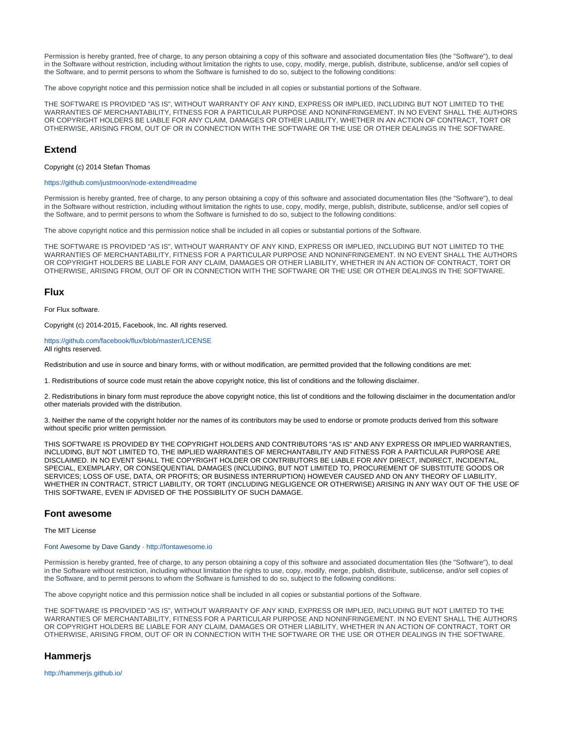Permission is hereby granted, free of charge, to any person obtaining a copy of this software and associated documentation files (the "Software"), to deal in the Software without restriction, including without limitation the rights to use, copy, modify, merge, publish, distribute, sublicense, and/or sell copies of the Software, and to permit persons to whom the Software is furnished to do so, subject to the following conditions:

The above copyright notice and this permission notice shall be included in all copies or substantial portions of the Software.

THE SOFTWARE IS PROVIDED "AS IS", WITHOUT WARRANTY OF ANY KIND, EXPRESS OR IMPLIED, INCLUDING BUT NOT LIMITED TO THE WARRANTIES OF MERCHANTABILITY, FITNESS FOR A PARTICULAR PURPOSE AND NONINFRINGEMENT. IN NO EVENT SHALL THE AUTHORS OR COPYRIGHT HOLDERS BE LIABLE FOR ANY CLAIM, DAMAGES OR OTHER LIABILITY, WHETHER IN AN ACTION OF CONTRACT, TORT OR OTHERWISE, ARISING FROM, OUT OF OR IN CONNECTION WITH THE SOFTWARE OR THE USE OR OTHER DEALINGS IN THE SOFTWARE.

## Extend

Copyright (c) 2014 Stefan Thomas

https://github.com/justmoon/node-extend#readme

Permission is hereby granted, free of charge, to any person obtaining a copy of this software and associated documentation files (the "Software"), to deal in the Software without restriction, including without limitation the rights to use, copy, modify, merge, publish, distribute, sublicense, and/or sell copies of the Software, and to permit persons to whom the Software is furnished to do so, subject to the following conditions:

The above copyright notice and this permission notice shall be included in all copies or substantial portions of the Software.

THE SOFTWARE IS PROVIDED "AS IS", WITHOUT WARRANTY OF ANY KIND, EXPRESS OR IMPLIED, INCLUDING BUT NOT LIMITED TO THE WARRANTIES OF MERCHANTABILITY, FITNESS FOR A PARTICULAR PURPOSE AND NONINFRINGEMENT. IN NO EVENT SHALL THE AUTHORS OR COPYRIGHT HOLDERS BE LIABLE FOR ANY CLAIM, DAMAGES OR OTHER LIABILITY, WHETHER IN AN ACTION OF CONTRACT, TORT OR OTHERWISE, ARISING FROM, OUT OF OR IN CONNECTION WITH THE SOFTWARE OR THE USE OR OTHER DEALINGS IN THE SOFTWARE.

## Flux

For Flux software.

Copyright (c) 2014-2015, Facebook, Inc. All rights reserved.

https://github.com/facebook/flux/blob/master/LICENSE
All rights reserved.

Redistribution and use in source and binary forms, with or without modification, are permitted provided that the following conditions are met:

1. Redistributions of source code must retain the above copyright notice, this list of conditions and the following disclaimer.

2. Redistributions in binary form must reproduce the above copyright notice, this list of conditions and the following disclaimer in the documentation and/or other materials provided with the distribution.

3. Neither the name of the copyright holder nor the names of its contributors may be used to endorse or promote products derived from this software without specific prior written permission.

THIS SOFTWARE IS PROVIDED BY THE COPYRIGHT HOLDERS AND CONTRIBUTORS "AS IS" AND ANY EXPRESS OR IMPLIED WARRANTIES, INCLUDING, BUT NOT LIMITED TO, THE IMPLIED WARRANTIES OF MERCHANTABILITY AND FITNESS FOR A PARTICULAR PURPOSE ARE DISCLAIMED. IN NO EVENT SHALL THE COPYRIGHT HOLDER OR CONTRIBUTORS BE LIABLE FOR ANY DIRECT, INDIRECT, INCIDENTAL, SPECIAL, EXEMPLARY, OR CONSEQUENTIAL DAMAGES (INCLUDING, BUT NOT LIMITED TO, PROCUREMENT OF SUBSTITUTE GOODS OR SERVICES; LOSS OF USE, DATA, OR PROFITS; OR BUSINESS INTERRUPTION) HOWEVER CAUSED AND ON ANY THEORY OF LIABILITY, WHETHER IN CONTRACT, STRICT LIABILITY, OR TORT (INCLUDING NEGLIGENCE OR OTHERWISE) ARISING IN ANY WAY OUT OF THE USE OF THIS SOFTWARE, EVEN IF ADVISED OF THE POSSIBILITY OF SUCH DAMAGE.

## Font awesome

The MIT License

Font Awesome by Dave Gandy - http://fontawesome.io

Permission is hereby granted, free of charge, to any person obtaining a copy of this software and associated documentation files (the "Software"), to deal in the Software without restriction, including without limitation the rights to use, copy, modify, merge, publish, distribute, sublicense, and/or sell copies of the Software, and to permit persons to whom the Software is furnished to do so, subject to the following conditions:

The above copyright notice and this permission notice shall be included in all copies or substantial portions of the Software.

THE SOFTWARE IS PROVIDED "AS IS", WITHOUT WARRANTY OF ANY KIND, EXPRESS OR IMPLIED, INCLUDING BUT NOT LIMITED TO THE WARRANTIES OF MERCHANTABILITY, FITNESS FOR A PARTICULAR PURPOSE AND NONINFRINGEMENT. IN NO EVENT SHALL THE AUTHORS OR COPYRIGHT HOLDERS BE LIABLE FOR ANY CLAIM, DAMAGES OR OTHER LIABILITY, WHETHER IN AN ACTION OF CONTRACT, TORT OR OTHERWISE, ARISING FROM, OUT OF OR IN CONNECTION WITH THE SOFTWARE OR THE USE OR OTHER DEALINGS IN THE SOFTWARE.

## Hammerjs

http://hammerjs.github.io/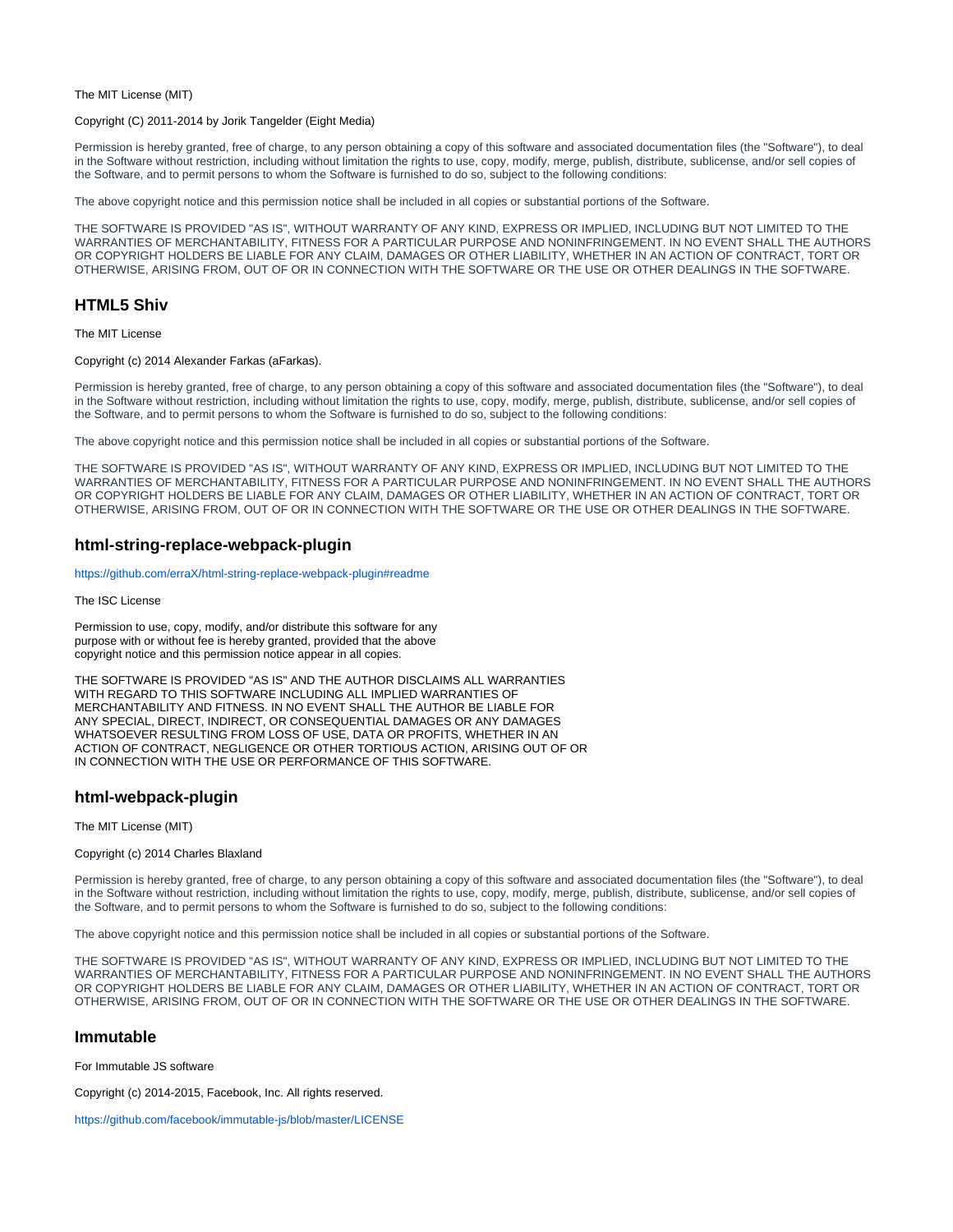The MIT License (MIT)

Copyright (C) 2011-2014 by Jorik Tangelder (Eight Media)

Permission is hereby granted, free of charge, to any person obtaining a copy of this software and associated documentation files (the "Software"), to deal in the Software without restriction, including without limitation the rights to use, copy, modify, merge, publish, distribute, sublicense, and/or sell copies of the Software, and to permit persons to whom the Software is furnished to do so, subject to the following conditions:

The above copyright notice and this permission notice shall be included in all copies or substantial portions of the Software.

THE SOFTWARE IS PROVIDED "AS IS", WITHOUT WARRANTY OF ANY KIND, EXPRESS OR IMPLIED, INCLUDING BUT NOT LIMITED TO THE WARRANTIES OF MERCHANTABILITY, FITNESS FOR A PARTICULAR PURPOSE AND NONINFRINGEMENT. IN NO EVENT SHALL THE AUTHORS OR COPYRIGHT HOLDERS BE LIABLE FOR ANY CLAIM, DAMAGES OR OTHER LIABILITY, WHETHER IN AN ACTION OF CONTRACT, TORT OR OTHERWISE, ARISING FROM, OUT OF OR IN CONNECTION WITH THE SOFTWARE OR THE USE OR OTHER DEALINGS IN THE SOFTWARE.

## HTML5 Shiv

The MIT License

Copyright (c) 2014 Alexander Farkas (aFarkas).

Permission is hereby granted, free of charge, to any person obtaining a copy of this software and associated documentation files (the "Software"), to deal in the Software without restriction, including without limitation the rights to use, copy, modify, merge, publish, distribute, sublicense, and/or sell copies of the Software, and to permit persons to whom the Software is furnished to do so, subject to the following conditions:

The above copyright notice and this permission notice shall be included in all copies or substantial portions of the Software.

THE SOFTWARE IS PROVIDED "AS IS", WITHOUT WARRANTY OF ANY KIND, EXPRESS OR IMPLIED, INCLUDING BUT NOT LIMITED TO THE WARRANTIES OF MERCHANTABILITY, FITNESS FOR A PARTICULAR PURPOSE AND NONINFRINGEMENT. IN NO EVENT SHALL THE AUTHORS OR COPYRIGHT HOLDERS BE LIABLE FOR ANY CLAIM, DAMAGES OR OTHER LIABILITY, WHETHER IN AN ACTION OF CONTRACT, TORT OR OTHERWISE, ARISING FROM, OUT OF OR IN CONNECTION WITH THE SOFTWARE OR THE USE OR OTHER DEALINGS IN THE SOFTWARE.

## html-string-replace-webpack-plugin

https://github.com/erraX/html-string-replace-webpack-plugin#readme

The ISC License

Permission to use, copy, modify, and/or distribute this software for any
purpose with or without fee is hereby granted, provided that the above
copyright notice and this permission notice appear in all copies.

THE SOFTWARE IS PROVIDED "AS IS" AND THE AUTHOR DISCLAIMS ALL WARRANTIES
WITH REGARD TO THIS SOFTWARE INCLUDING ALL IMPLIED WARRANTIES OF
MERCHANTABILITY AND FITNESS. IN NO EVENT SHALL THE AUTHOR BE LIABLE FOR
ANY SPECIAL, DIRECT, INDIRECT, OR CONSEQUENTIAL DAMAGES OR ANY DAMAGES
WHATSOEVER RESULTING FROM LOSS OF USE, DATA OR PROFITS, WHETHER IN AN
ACTION OF CONTRACT, NEGLIGENCE OR OTHER TORTIOUS ACTION, ARISING OUT OF OR
IN CONNECTION WITH THE USE OR PERFORMANCE OF THIS SOFTWARE.

## html-webpack-plugin

The MIT License (MIT)

Copyright (c) 2014 Charles Blaxland

Permission is hereby granted, free of charge, to any person obtaining a copy of this software and associated documentation files (the "Software"), to deal in the Software without restriction, including without limitation the rights to use, copy, modify, merge, publish, distribute, sublicense, and/or sell copies of the Software, and to permit persons to whom the Software is furnished to do so, subject to the following conditions:

The above copyright notice and this permission notice shall be included in all copies or substantial portions of the Software.

THE SOFTWARE IS PROVIDED "AS IS", WITHOUT WARRANTY OF ANY KIND, EXPRESS OR IMPLIED, INCLUDING BUT NOT LIMITED TO THE WARRANTIES OF MERCHANTABILITY, FITNESS FOR A PARTICULAR PURPOSE AND NONINFRINGEMENT. IN NO EVENT SHALL THE AUTHORS OR COPYRIGHT HOLDERS BE LIABLE FOR ANY CLAIM, DAMAGES OR OTHER LIABILITY, WHETHER IN AN ACTION OF CONTRACT, TORT OR OTHERWISE, ARISING FROM, OUT OF OR IN CONNECTION WITH THE SOFTWARE OR THE USE OR OTHER DEALINGS IN THE SOFTWARE.

## Immutable

For Immutable JS software

Copyright (c) 2014-2015, Facebook, Inc. All rights reserved.

https://github.com/facebook/immutable-js/blob/master/LICENSE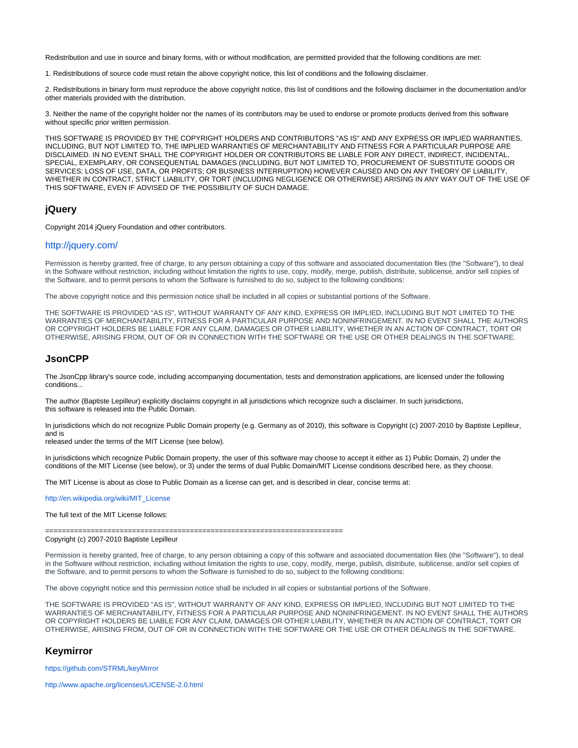Redistribution and use in source and binary forms, with or without modification, are permitted provided that the following conditions are met:

1. Redistributions of source code must retain the above copyright notice, this list of conditions and the following disclaimer.

2. Redistributions in binary form must reproduce the above copyright notice, this list of conditions and the following disclaimer in the documentation and/or other materials provided with the distribution.

3. Neither the name of the copyright holder nor the names of its contributors may be used to endorse or promote products derived from this software without specific prior written permission.

THIS SOFTWARE IS PROVIDED BY THE COPYRIGHT HOLDERS AND CONTRIBUTORS "AS IS" AND ANY EXPRESS OR IMPLIED WARRANTIES, INCLUDING, BUT NOT LIMITED TO, THE IMPLIED WARRANTIES OF MERCHANTABILITY AND FITNESS FOR A PARTICULAR PURPOSE ARE DISCLAIMED. IN NO EVENT SHALL THE COPYRIGHT HOLDER OR CONTRIBUTORS BE LIABLE FOR ANY DIRECT, INDIRECT, INCIDENTAL, SPECIAL, EXEMPLARY, OR CONSEQUENTIAL DAMAGES (INCLUDING, BUT NOT LIMITED TO, PROCUREMENT OF SUBSTITUTE GOODS OR SERVICES; LOSS OF USE, DATA, OR PROFITS; OR BUSINESS INTERRUPTION) HOWEVER CAUSED AND ON ANY THEORY OF LIABILITY, WHETHER IN CONTRACT, STRICT LIABILITY, OR TORT (INCLUDING NEGLIGENCE OR OTHERWISE) ARISING IN ANY WAY OUT OF THE USE OF THIS SOFTWARE, EVEN IF ADVISED OF THE POSSIBILITY OF SUCH DAMAGE.

## jQuery

Copyright 2014 jQuery Foundation and other contributors.

### http://jquery.com/

Permission is hereby granted, free of charge, to any person obtaining a copy of this software and associated documentation files (the "Software"), to deal in the Software without restriction, including without limitation the rights to use, copy, modify, merge, publish, distribute, sublicense, and/or sell copies of the Software, and to permit persons to whom the Software is furnished to do so, subject to the following conditions:

The above copyright notice and this permission notice shall be included in all copies or substantial portions of the Software.

THE SOFTWARE IS PROVIDED "AS IS", WITHOUT WARRANTY OF ANY KIND, EXPRESS OR IMPLIED, INCLUDING BUT NOT LIMITED TO THE WARRANTIES OF MERCHANTABILITY, FITNESS FOR A PARTICULAR PURPOSE AND NONINFRINGEMENT. IN NO EVENT SHALL THE AUTHORS OR COPYRIGHT HOLDERS BE LIABLE FOR ANY CLAIM, DAMAGES OR OTHER LIABILITY, WHETHER IN AN ACTION OF CONTRACT, TORT OR OTHERWISE, ARISING FROM, OUT OF OR IN CONNECTION WITH THE SOFTWARE OR THE USE OR OTHER DEALINGS IN THE SOFTWARE.

## JsonCPP

The JsonCpp library's source code, including accompanying documentation, tests and demonstration applications, are licensed under the following conditions...

The author (Baptiste Lepilleur) explicitly disclaims copyright in all jurisdictions which recognize such a disclaimer. In such jurisdictions, this software is released into the Public Domain.

In jurisdictions which do not recognize Public Domain property (e.g. Germany as of 2010), this software is Copyright (c) 2007-2010 by Baptiste Lepilleur, and is
released under the terms of the MIT License (see below).

In jurisdictions which recognize Public Domain property, the user of this software may choose to accept it either as 1) Public Domain, 2) under the conditions of the MIT License (see below), or 3) under the terms of dual Public Domain/MIT License conditions described here, as they choose.

The MIT License is about as close to Public Domain as a license can get, and is described in clear, concise terms at:

http://en.wikipedia.org/wiki/MIT_License

The full text of the MIT License follows:

========================================================================
Copyright (c) 2007-2010 Baptiste Lepilleur

Permission is hereby granted, free of charge, to any person obtaining a copy of this software and associated documentation files (the "Software"), to deal in the Software without restriction, including without limitation the rights to use, copy, modify, merge, publish, distribute, sublicense, and/or sell copies of the Software, and to permit persons to whom the Software is furnished to do so, subject to the following conditions:

The above copyright notice and this permission notice shall be included in all copies or substantial portions of the Software.

THE SOFTWARE IS PROVIDED "AS IS", WITHOUT WARRANTY OF ANY KIND, EXPRESS OR IMPLIED, INCLUDING BUT NOT LIMITED TO THE WARRANTIES OF MERCHANTABILITY, FITNESS FOR A PARTICULAR PURPOSE AND NONINFRINGEMENT. IN NO EVENT SHALL THE AUTHORS OR COPYRIGHT HOLDERS BE LIABLE FOR ANY CLAIM, DAMAGES OR OTHER LIABILITY, WHETHER IN AN ACTION OF CONTRACT, TORT OR OTHERWISE, ARISING FROM, OUT OF OR IN CONNECTION WITH THE SOFTWARE OR THE USE OR OTHER DEALINGS IN THE SOFTWARE.

## Keymirror

https://github.com/STRML/keyMirror

http://www.apache.org/licenses/LICENSE-2.0.html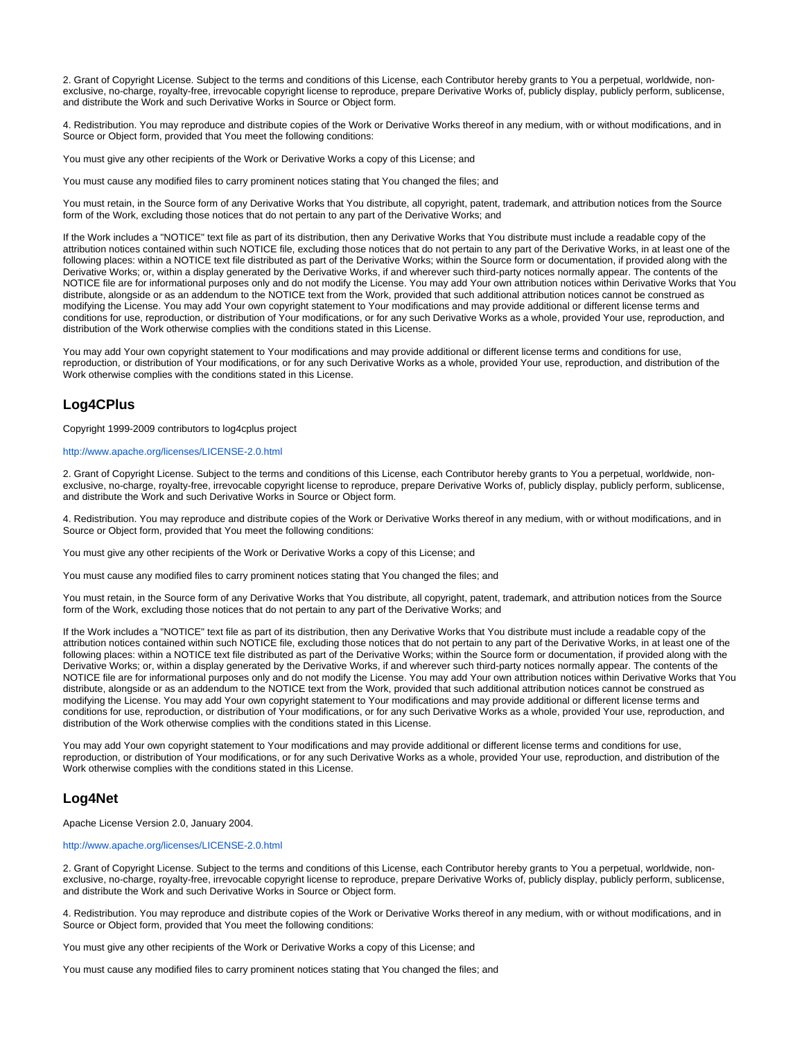2. Grant of Copyright License. Subject to the terms and conditions of this License, each Contributor hereby grants to You a perpetual, worldwide, non-exclusive, no-charge, royalty-free, irrevocable copyright license to reproduce, prepare Derivative Works of, publicly display, publicly perform, sublicense, and distribute the Work and such Derivative Works in Source or Object form.

4. Redistribution. You may reproduce and distribute copies of the Work or Derivative Works thereof in any medium, with or without modifications, and in Source or Object form, provided that You meet the following conditions:

You must give any other recipients of the Work or Derivative Works a copy of this License; and

You must cause any modified files to carry prominent notices stating that You changed the files; and

You must retain, in the Source form of any Derivative Works that You distribute, all copyright, patent, trademark, and attribution notices from the Source form of the Work, excluding those notices that do not pertain to any part of the Derivative Works; and

If the Work includes a "NOTICE" text file as part of its distribution, then any Derivative Works that You distribute must include a readable copy of the attribution notices contained within such NOTICE file, excluding those notices that do not pertain to any part of the Derivative Works, in at least one of the following places: within a NOTICE text file distributed as part of the Derivative Works; within the Source form or documentation, if provided along with the Derivative Works; or, within a display generated by the Derivative Works, if and wherever such third-party notices normally appear. The contents of the NOTICE file are for informational purposes only and do not modify the License. You may add Your own attribution notices within Derivative Works that You distribute, alongside or as an addendum to the NOTICE text from the Work, provided that such additional attribution notices cannot be construed as modifying the License. You may add Your own copyright statement to Your modifications and may provide additional or different license terms and conditions for use, reproduction, or distribution of Your modifications, or for any such Derivative Works as a whole, provided Your use, reproduction, and distribution of the Work otherwise complies with the conditions stated in this License.

You may add Your own copyright statement to Your modifications and may provide additional or different license terms and conditions for use, reproduction, or distribution of Your modifications, or for any such Derivative Works as a whole, provided Your use, reproduction, and distribution of the Work otherwise complies with the conditions stated in this License.

## Log4CPlus

Copyright 1999-2009 contributors to log4cplus project

http://www.apache.org/licenses/LICENSE-2.0.html

2. Grant of Copyright License. Subject to the terms and conditions of this License, each Contributor hereby grants to You a perpetual, worldwide, non-exclusive, no-charge, royalty-free, irrevocable copyright license to reproduce, prepare Derivative Works of, publicly display, publicly perform, sublicense, and distribute the Work and such Derivative Works in Source or Object form.

4. Redistribution. You may reproduce and distribute copies of the Work or Derivative Works thereof in any medium, with or without modifications, and in Source or Object form, provided that You meet the following conditions:

You must give any other recipients of the Work or Derivative Works a copy of this License; and

You must cause any modified files to carry prominent notices stating that You changed the files; and

You must retain, in the Source form of any Derivative Works that You distribute, all copyright, patent, trademark, and attribution notices from the Source form of the Work, excluding those notices that do not pertain to any part of the Derivative Works; and

If the Work includes a "NOTICE" text file as part of its distribution, then any Derivative Works that You distribute must include a readable copy of the attribution notices contained within such NOTICE file, excluding those notices that do not pertain to any part of the Derivative Works, in at least one of the following places: within a NOTICE text file distributed as part of the Derivative Works; within the Source form or documentation, if provided along with the Derivative Works; or, within a display generated by the Derivative Works, if and wherever such third-party notices normally appear. The contents of the NOTICE file are for informational purposes only and do not modify the License. You may add Your own attribution notices within Derivative Works that You distribute, alongside or as an addendum to the NOTICE text from the Work, provided that such additional attribution notices cannot be construed as modifying the License. You may add Your own copyright statement to Your modifications and may provide additional or different license terms and conditions for use, reproduction, or distribution of Your modifications, or for any such Derivative Works as a whole, provided Your use, reproduction, and distribution of the Work otherwise complies with the conditions stated in this License.

You may add Your own copyright statement to Your modifications and may provide additional or different license terms and conditions for use, reproduction, or distribution of Your modifications, or for any such Derivative Works as a whole, provided Your use, reproduction, and distribution of the Work otherwise complies with the conditions stated in this License.

## Log4Net

Apache License Version 2.0, January 2004.

http://www.apache.org/licenses/LICENSE-2.0.html

2. Grant of Copyright License. Subject to the terms and conditions of this License, each Contributor hereby grants to You a perpetual, worldwide, non-exclusive, no-charge, royalty-free, irrevocable copyright license to reproduce, prepare Derivative Works of, publicly display, publicly perform, sublicense, and distribute the Work and such Derivative Works in Source or Object form.

4. Redistribution. You may reproduce and distribute copies of the Work or Derivative Works thereof in any medium, with or without modifications, and in Source or Object form, provided that You meet the following conditions:

You must give any other recipients of the Work or Derivative Works a copy of this License; and

You must cause any modified files to carry prominent notices stating that You changed the files; and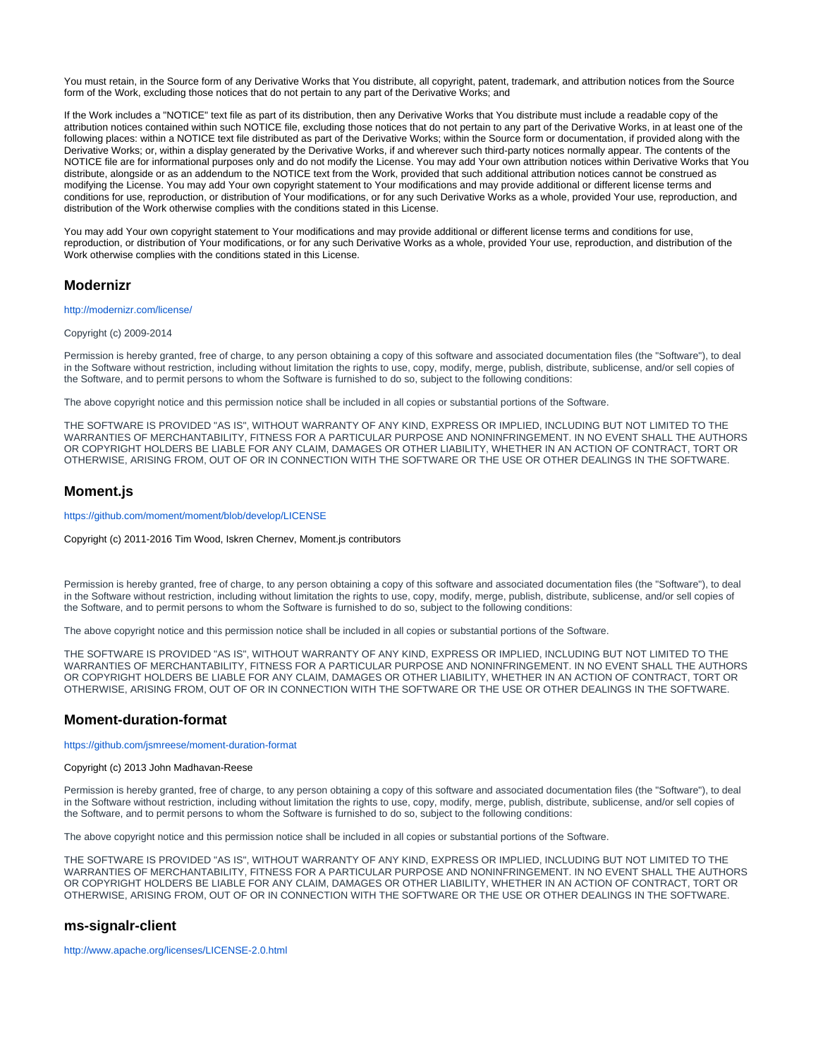You must retain, in the Source form of any Derivative Works that You distribute, all copyright, patent, trademark, and attribution notices from the Source form of the Work, excluding those notices that do not pertain to any part of the Derivative Works; and

If the Work includes a "NOTICE" text file as part of its distribution, then any Derivative Works that You distribute must include a readable copy of the attribution notices contained within such NOTICE file, excluding those notices that do not pertain to any part of the Derivative Works, in at least one of the following places: within a NOTICE text file distributed as part of the Derivative Works; within the Source form or documentation, if provided along with the Derivative Works; or, within a display generated by the Derivative Works, if and wherever such third-party notices normally appear. The contents of the NOTICE file are for informational purposes only and do not modify the License. You may add Your own attribution notices within Derivative Works that You distribute, alongside or as an addendum to the NOTICE text from the Work, provided that such additional attribution notices cannot be construed as modifying the License. You may add Your own copyright statement to Your modifications and may provide additional or different license terms and conditions for use, reproduction, or distribution of Your modifications, or for any such Derivative Works as a whole, provided Your use, reproduction, and distribution of the Work otherwise complies with the conditions stated in this License.

You may add Your own copyright statement to Your modifications and may provide additional or different license terms and conditions for use, reproduction, or distribution of Your modifications, or for any such Derivative Works as a whole, provided Your use, reproduction, and distribution of the Work otherwise complies with the conditions stated in this License.

## Modernizr

http://modernizr.com/license/

Copyright (c) 2009-2014

Permission is hereby granted, free of charge, to any person obtaining a copy of this software and associated documentation files (the "Software"), to deal in the Software without restriction, including without limitation the rights to use, copy, modify, merge, publish, distribute, sublicense, and/or sell copies of the Software, and to permit persons to whom the Software is furnished to do so, subject to the following conditions:

The above copyright notice and this permission notice shall be included in all copies or substantial portions of the Software.

THE SOFTWARE IS PROVIDED "AS IS", WITHOUT WARRANTY OF ANY KIND, EXPRESS OR IMPLIED, INCLUDING BUT NOT LIMITED TO THE WARRANTIES OF MERCHANTABILITY, FITNESS FOR A PARTICULAR PURPOSE AND NONINFRINGEMENT. IN NO EVENT SHALL THE AUTHORS OR COPYRIGHT HOLDERS BE LIABLE FOR ANY CLAIM, DAMAGES OR OTHER LIABILITY, WHETHER IN AN ACTION OF CONTRACT, TORT OR OTHERWISE, ARISING FROM, OUT OF OR IN CONNECTION WITH THE SOFTWARE OR THE USE OR OTHER DEALINGS IN THE SOFTWARE.

## Moment.js

https://github.com/moment/moment/blob/develop/LICENSE

Copyright (c) 2011-2016 Tim Wood, Iskren Chernev, Moment.js contributors

Permission is hereby granted, free of charge, to any person obtaining a copy of this software and associated documentation files (the "Software"), to deal in the Software without restriction, including without limitation the rights to use, copy, modify, merge, publish, distribute, sublicense, and/or sell copies of the Software, and to permit persons to whom the Software is furnished to do so, subject to the following conditions:

The above copyright notice and this permission notice shall be included in all copies or substantial portions of the Software.

THE SOFTWARE IS PROVIDED "AS IS", WITHOUT WARRANTY OF ANY KIND, EXPRESS OR IMPLIED, INCLUDING BUT NOT LIMITED TO THE WARRANTIES OF MERCHANTABILITY, FITNESS FOR A PARTICULAR PURPOSE AND NONINFRINGEMENT. IN NO EVENT SHALL THE AUTHORS OR COPYRIGHT HOLDERS BE LIABLE FOR ANY CLAIM, DAMAGES OR OTHER LIABILITY, WHETHER IN AN ACTION OF CONTRACT, TORT OR OTHERWISE, ARISING FROM, OUT OF OR IN CONNECTION WITH THE SOFTWARE OR THE USE OR OTHER DEALINGS IN THE SOFTWARE.

## Moment-duration-format

https://github.com/jsmreese/moment-duration-format

Copyright (c) 2013 John Madhavan-Reese

Permission is hereby granted, free of charge, to any person obtaining a copy of this software and associated documentation files (the "Software"), to deal in the Software without restriction, including without limitation the rights to use, copy, modify, merge, publish, distribute, sublicense, and/or sell copies of the Software, and to permit persons to whom the Software is furnished to do so, subject to the following conditions:

The above copyright notice and this permission notice shall be included in all copies or substantial portions of the Software.

THE SOFTWARE IS PROVIDED "AS IS", WITHOUT WARRANTY OF ANY KIND, EXPRESS OR IMPLIED, INCLUDING BUT NOT LIMITED TO THE WARRANTIES OF MERCHANTABILITY, FITNESS FOR A PARTICULAR PURPOSE AND NONINFRINGEMENT. IN NO EVENT SHALL THE AUTHORS OR COPYRIGHT HOLDERS BE LIABLE FOR ANY CLAIM, DAMAGES OR OTHER LIABILITY, WHETHER IN AN ACTION OF CONTRACT, TORT OR OTHERWISE, ARISING FROM, OUT OF OR IN CONNECTION WITH THE SOFTWARE OR THE USE OR OTHER DEALINGS IN THE SOFTWARE.

## ms-signalr-client

http://www.apache.org/licenses/LICENSE-2.0.html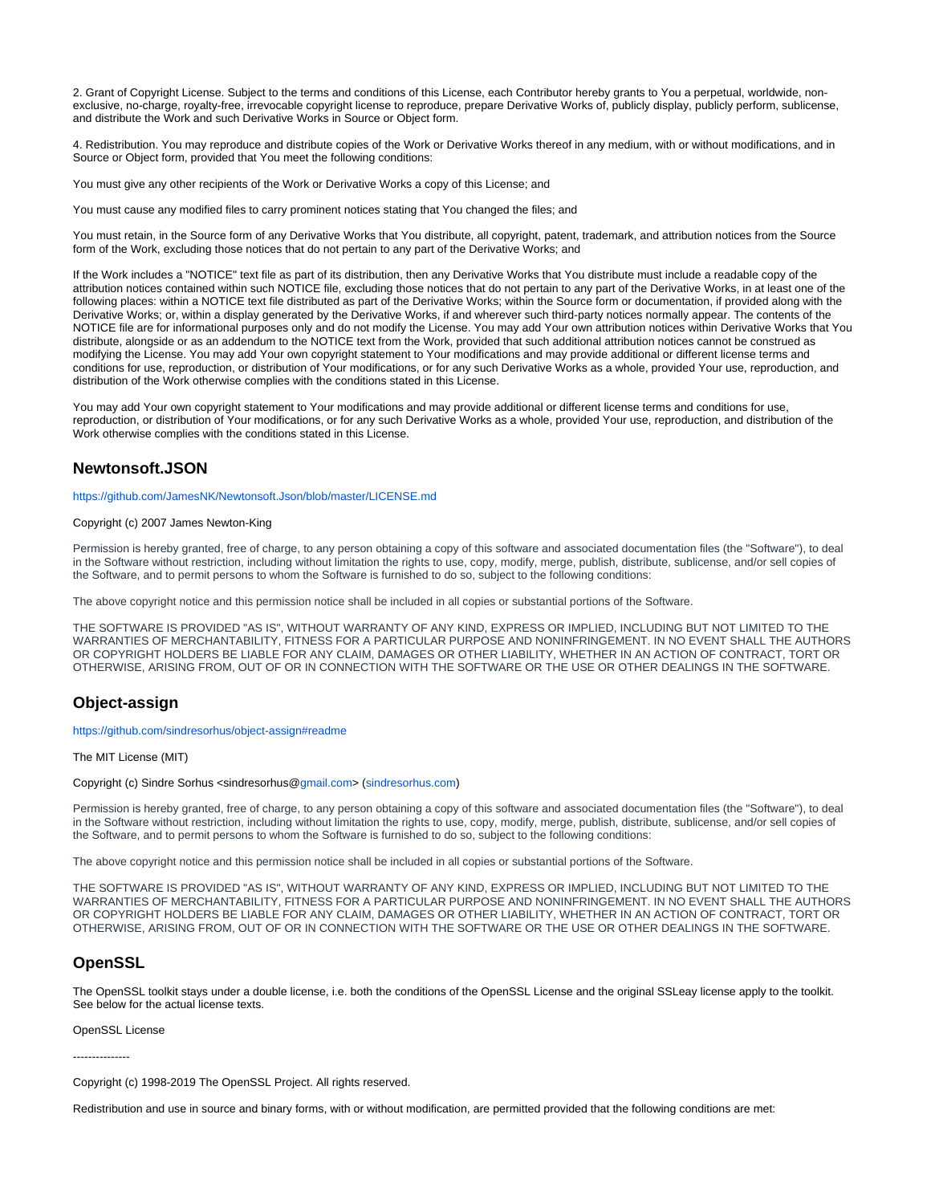2. Grant of Copyright License. Subject to the terms and conditions of this License, each Contributor hereby grants to You a perpetual, worldwide, non-exclusive, no-charge, royalty-free, irrevocable copyright license to reproduce, prepare Derivative Works of, publicly display, publicly perform, sublicense, and distribute the Work and such Derivative Works in Source or Object form.

4. Redistribution. You may reproduce and distribute copies of the Work or Derivative Works thereof in any medium, with or without modifications, and in Source or Object form, provided that You meet the following conditions:

You must give any other recipients of the Work or Derivative Works a copy of this License; and

You must cause any modified files to carry prominent notices stating that You changed the files; and

You must retain, in the Source form of any Derivative Works that You distribute, all copyright, patent, trademark, and attribution notices from the Source form of the Work, excluding those notices that do not pertain to any part of the Derivative Works; and

If the Work includes a "NOTICE" text file as part of its distribution, then any Derivative Works that You distribute must include a readable copy of the attribution notices contained within such NOTICE file, excluding those notices that do not pertain to any part of the Derivative Works, in at least one of the following places: within a NOTICE text file distributed as part of the Derivative Works; within the Source form or documentation, if provided along with the Derivative Works; or, within a display generated by the Derivative Works, if and wherever such third-party notices normally appear. The contents of the NOTICE file are for informational purposes only and do not modify the License. You may add Your own attribution notices within Derivative Works that You distribute, alongside or as an addendum to the NOTICE text from the Work, provided that such additional attribution notices cannot be construed as modifying the License. You may add Your own copyright statement to Your modifications and may provide additional or different license terms and conditions for use, reproduction, or distribution of Your modifications, or for any such Derivative Works as a whole, provided Your use, reproduction, and distribution of the Work otherwise complies with the conditions stated in this License.

You may add Your own copyright statement to Your modifications and may provide additional or different license terms and conditions for use, reproduction, or distribution of Your modifications, or for any such Derivative Works as a whole, provided Your use, reproduction, and distribution of the Work otherwise complies with the conditions stated in this License.

## Newtonsoft.JSON

https://github.com/JamesNK/Newtonsoft.Json/blob/master/LICENSE.md

Copyright (c) 2007 James Newton-King

Permission is hereby granted, free of charge, to any person obtaining a copy of this software and associated documentation files (the "Software"), to deal in the Software without restriction, including without limitation the rights to use, copy, modify, merge, publish, distribute, sublicense, and/or sell copies of the Software, and to permit persons to whom the Software is furnished to do so, subject to the following conditions:

The above copyright notice and this permission notice shall be included in all copies or substantial portions of the Software.

THE SOFTWARE IS PROVIDED "AS IS", WITHOUT WARRANTY OF ANY KIND, EXPRESS OR IMPLIED, INCLUDING BUT NOT LIMITED TO THE WARRANTIES OF MERCHANTABILITY, FITNESS FOR A PARTICULAR PURPOSE AND NONINFRINGEMENT. IN NO EVENT SHALL THE AUTHORS OR COPYRIGHT HOLDERS BE LIABLE FOR ANY CLAIM, DAMAGES OR OTHER LIABILITY, WHETHER IN AN ACTION OF CONTRACT, TORT OR OTHERWISE, ARISING FROM, OUT OF OR IN CONNECTION WITH THE SOFTWARE OR THE USE OR OTHER DEALINGS IN THE SOFTWARE.

## Object-assign

https://github.com/sindresorhus/object-assign#readme

The MIT License (MIT)

Copyright (c) Sindre Sorhus <sindresorhus@gmail.com> (sindresorhus.com)

Permission is hereby granted, free of charge, to any person obtaining a copy of this software and associated documentation files (the "Software"), to deal in the Software without restriction, including without limitation the rights to use, copy, modify, merge, publish, distribute, sublicense, and/or sell copies of the Software, and to permit persons to whom the Software is furnished to do so, subject to the following conditions:

The above copyright notice and this permission notice shall be included in all copies or substantial portions of the Software.

THE SOFTWARE IS PROVIDED "AS IS", WITHOUT WARRANTY OF ANY KIND, EXPRESS OR IMPLIED, INCLUDING BUT NOT LIMITED TO THE WARRANTIES OF MERCHANTABILITY, FITNESS FOR A PARTICULAR PURPOSE AND NONINFRINGEMENT. IN NO EVENT SHALL THE AUTHORS OR COPYRIGHT HOLDERS BE LIABLE FOR ANY CLAIM, DAMAGES OR OTHER LIABILITY, WHETHER IN AN ACTION OF CONTRACT, TORT OR OTHERWISE, ARISING FROM, OUT OF OR IN CONNECTION WITH THE SOFTWARE OR THE USE OR OTHER DEALINGS IN THE SOFTWARE.

## OpenSSL

The OpenSSL toolkit stays under a double license, i.e. both the conditions of the OpenSSL License and the original SSLeay license apply to the toolkit. See below for the actual license texts.

OpenSSL License

---------------

Copyright (c) 1998-2019 The OpenSSL Project. All rights reserved.

Redistribution and use in source and binary forms, with or without modification, are permitted provided that the following conditions are met: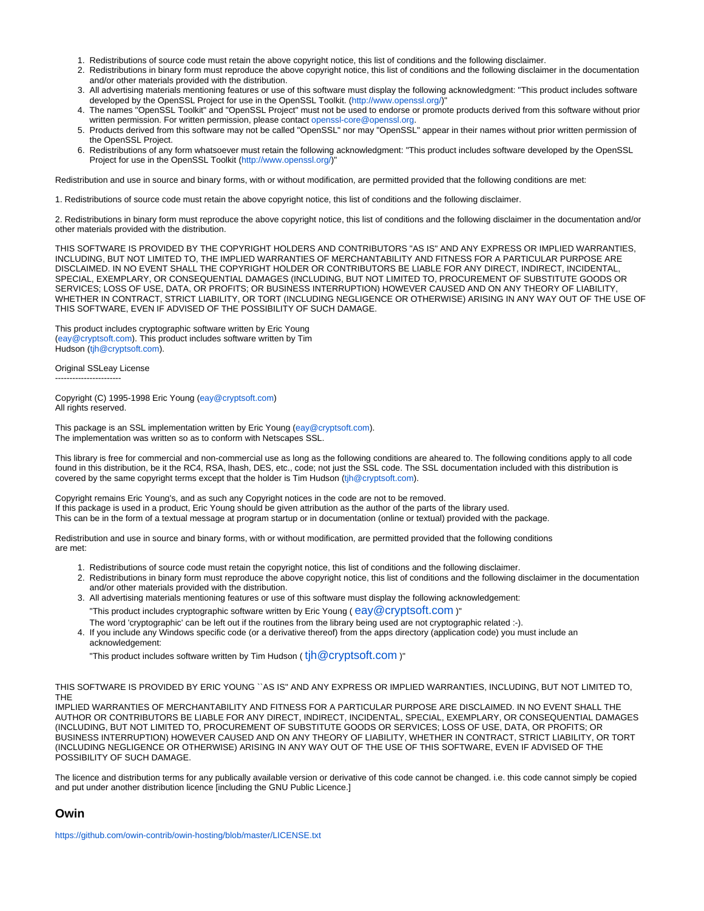1. Redistributions of source code must retain the above copyright notice, this list of conditions and the following disclaimer.
2. Redistributions in binary form must reproduce the above copyright notice, this list of conditions and the following disclaimer in the documentation and/or other materials provided with the distribution.
3. All advertising materials mentioning features or use of this software must display the following acknowledgment: "This product includes software developed by the OpenSSL Project for use in the OpenSSL Toolkit. (http://www.openssl.org/)"
4. The names "OpenSSL Toolkit" and "OpenSSL Project" must not be used to endorse or promote products derived from this software without prior written permission. For written permission, please contact openssl-core@openssl.org.
5. Products derived from this software may not be called "OpenSSL" nor may "OpenSSL" appear in their names without prior written permission of the OpenSSL Project.
6. Redistributions of any form whatsoever must retain the following acknowledgment: "This product includes software developed by the OpenSSL Project for use in the OpenSSL Toolkit (http://www.openssl.org/)"

Redistribution and use in source and binary forms, with or without modification, are permitted provided that the following conditions are met:

1. Redistributions of source code must retain the above copyright notice, this list of conditions and the following disclaimer.

2. Redistributions in binary form must reproduce the above copyright notice, this list of conditions and the following disclaimer in the documentation and/or other materials provided with the distribution.

THIS SOFTWARE IS PROVIDED BY THE COPYRIGHT HOLDERS AND CONTRIBUTORS "AS IS" AND ANY EXPRESS OR IMPLIED WARRANTIES, INCLUDING, BUT NOT LIMITED TO, THE IMPLIED WARRANTIES OF MERCHANTABILITY AND FITNESS FOR A PARTICULAR PURPOSE ARE DISCLAIMED. IN NO EVENT SHALL THE COPYRIGHT HOLDER OR CONTRIBUTORS BE LIABLE FOR ANY DIRECT, INDIRECT, INCIDENTAL, SPECIAL, EXEMPLARY, OR CONSEQUENTIAL DAMAGES (INCLUDING, BUT NOT LIMITED TO, PROCUREMENT OF SUBSTITUTE GOODS OR SERVICES; LOSS OF USE, DATA, OR PROFITS; OR BUSINESS INTERRUPTION) HOWEVER CAUSED AND ON ANY THEORY OF LIABILITY, WHETHER IN CONTRACT, STRICT LIABILITY, OR TORT (INCLUDING NEGLIGENCE OR OTHERWISE) ARISING IN ANY WAY OUT OF THE USE OF THIS SOFTWARE, EVEN IF ADVISED OF THE POSSIBILITY OF SUCH DAMAGE.

This product includes cryptographic software written by Eric Young (eay@cryptsoft.com). This product includes software written by Tim Hudson (tjh@cryptsoft.com).

Original SSLeay License
-----------------------

Copyright (C) 1995-1998 Eric Young (eay@cryptsoft.com)
All rights reserved.

This package is an SSL implementation written by Eric Young (eay@cryptsoft.com).
The implementation was written so as to conform with Netscapes SSL.

This library is free for commercial and non-commercial use as long as the following conditions are aheared to. The following conditions apply to all code found in this distribution, be it the RC4, RSA, lhash, DES, etc., code; not just the SSL code. The SSL documentation included with this distribution is covered by the same copyright terms except that the holder is Tim Hudson (tjh@cryptsoft.com).

Copyright remains Eric Young's, and as such any Copyright notices in the code are not to be removed.
If this package is used in a product, Eric Young should be given attribution as the author of the parts of the library used.
This can be in the form of a textual message at program startup or in documentation (online or textual) provided with the package.

Redistribution and use in source and binary forms, with or without modification, are permitted provided that the following conditions are met:

1. Redistributions of source code must retain the copyright notice, this list of conditions and the following disclaimer.
2. Redistributions in binary form must reproduce the above copyright notice, this list of conditions and the following disclaimer in the documentation and/or other materials provided with the distribution.
3. All advertising materials mentioning features or use of this software must display the following acknowledgement:
   "This product includes cryptographic software written by Eric Young ( eay@cryptsoft.com )"
   The word 'cryptographic' can be left out if the routines from the library being used are not cryptographic related :-).
4. If you include any Windows specific code (or a derivative thereof) from the apps directory (application code) you must include an acknowledgement:
   "This product includes software written by Tim Hudson ( tjh@cryptsoft.com )"

THIS SOFTWARE IS PROVIDED BY ERIC YOUNG ``AS IS'' AND ANY EXPRESS OR IMPLIED WARRANTIES, INCLUDING, BUT NOT LIMITED TO, THE
IMPLIED WARRANTIES OF MERCHANTABILITY AND FITNESS FOR A PARTICULAR PURPOSE ARE DISCLAIMED. IN NO EVENT SHALL THE AUTHOR OR CONTRIBUTORS BE LIABLE FOR ANY DIRECT, INDIRECT, INCIDENTAL, SPECIAL, EXEMPLARY, OR CONSEQUENTIAL DAMAGES (INCLUDING, BUT NOT LIMITED TO, PROCUREMENT OF SUBSTITUTE GOODS OR SERVICES; LOSS OF USE, DATA, OR PROFITS; OR BUSINESS INTERRUPTION) HOWEVER CAUSED AND ON ANY THEORY OF LIABILITY, WHETHER IN CONTRACT, STRICT LIABILITY, OR TORT (INCLUDING NEGLIGENCE OR OTHERWISE) ARISING IN ANY WAY OUT OF THE USE OF THIS SOFTWARE, EVEN IF ADVISED OF THE POSSIBILITY OF SUCH DAMAGE.

The licence and distribution terms for any publically available version or derivative of this code cannot be changed. i.e. this code cannot simply be copied and put under another distribution licence [including the GNU Public Licence.]

## Owin

https://github.com/owin-contrib/owin-hosting/blob/master/LICENSE.txt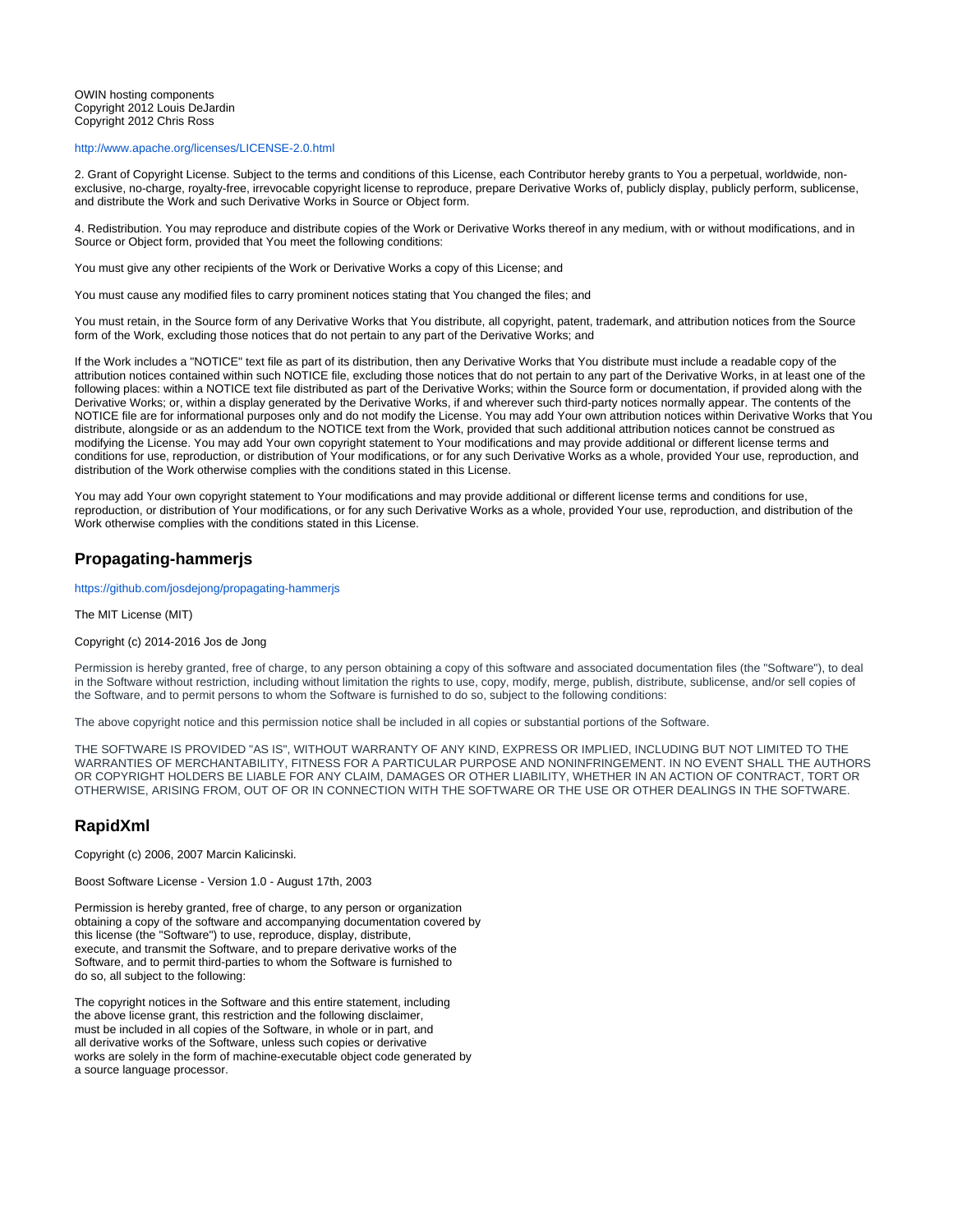OWIN hosting components
Copyright 2012 Louis DeJardin
Copyright 2012 Chris Ross

http://www.apache.org/licenses/LICENSE-2.0.html

2. Grant of Copyright License. Subject to the terms and conditions of this License, each Contributor hereby grants to You a perpetual, worldwide, non-exclusive, no-charge, royalty-free, irrevocable copyright license to reproduce, prepare Derivative Works of, publicly display, publicly perform, sublicense, and distribute the Work and such Derivative Works in Source or Object form.

4. Redistribution. You may reproduce and distribute copies of the Work or Derivative Works thereof in any medium, with or without modifications, and in Source or Object form, provided that You meet the following conditions:

You must give any other recipients of the Work or Derivative Works a copy of this License; and

You must cause any modified files to carry prominent notices stating that You changed the files; and

You must retain, in the Source form of any Derivative Works that You distribute, all copyright, patent, trademark, and attribution notices from the Source form of the Work, excluding those notices that do not pertain to any part of the Derivative Works; and

If the Work includes a "NOTICE" text file as part of its distribution, then any Derivative Works that You distribute must include a readable copy of the attribution notices contained within such NOTICE file, excluding those notices that do not pertain to any part of the Derivative Works, in at least one of the following places: within a NOTICE text file distributed as part of the Derivative Works; within the Source form or documentation, if provided along with the Derivative Works; or, within a display generated by the Derivative Works, if and wherever such third-party notices normally appear. The contents of the NOTICE file are for informational purposes only and do not modify the License. You may add Your own attribution notices within Derivative Works that You distribute, alongside or as an addendum to the NOTICE text from the Work, provided that such additional attribution notices cannot be construed as modifying the License. You may add Your own copyright statement to Your modifications and may provide additional or different license terms and conditions for use, reproduction, or distribution of Your modifications, or for any such Derivative Works as a whole, provided Your use, reproduction, and distribution of the Work otherwise complies with the conditions stated in this License.

You may add Your own copyright statement to Your modifications and may provide additional or different license terms and conditions for use, reproduction, or distribution of Your modifications, or for any such Derivative Works as a whole, provided Your use, reproduction, and distribution of the Work otherwise complies with the conditions stated in this License.

## Propagating-hammerjs

https://github.com/josdejong/propagating-hammerjs

The MIT License (MIT)

Copyright (c) 2014-2016 Jos de Jong

Permission is hereby granted, free of charge, to any person obtaining a copy of this software and associated documentation files (the "Software"), to deal in the Software without restriction, including without limitation the rights to use, copy, modify, merge, publish, distribute, sublicense, and/or sell copies of the Software, and to permit persons to whom the Software is furnished to do so, subject to the following conditions:

The above copyright notice and this permission notice shall be included in all copies or substantial portions of the Software.

THE SOFTWARE IS PROVIDED "AS IS", WITHOUT WARRANTY OF ANY KIND, EXPRESS OR IMPLIED, INCLUDING BUT NOT LIMITED TO THE WARRANTIES OF MERCHANTABILITY, FITNESS FOR A PARTICULAR PURPOSE AND NONINFRINGEMENT. IN NO EVENT SHALL THE AUTHORS OR COPYRIGHT HOLDERS BE LIABLE FOR ANY CLAIM, DAMAGES OR OTHER LIABILITY, WHETHER IN AN ACTION OF CONTRACT, TORT OR OTHERWISE, ARISING FROM, OUT OF OR IN CONNECTION WITH THE SOFTWARE OR THE USE OR OTHER DEALINGS IN THE SOFTWARE.

## RapidXml

Copyright (c) 2006, 2007 Marcin Kalicinski.

Boost Software License - Version 1.0 - August 17th, 2003

Permission is hereby granted, free of charge, to any person or organization obtaining a copy of the software and accompanying documentation covered by this license (the "Software") to use, reproduce, display, distribute, execute, and transmit the Software, and to prepare derivative works of the Software, and to permit third-parties to whom the Software is furnished to do so, all subject to the following:

The copyright notices in the Software and this entire statement, including the above license grant, this restriction and the following disclaimer, must be included in all copies of the Software, in whole or in part, and all derivative works of the Software, unless such copies or derivative works are solely in the form of machine-executable object code generated by a source language processor.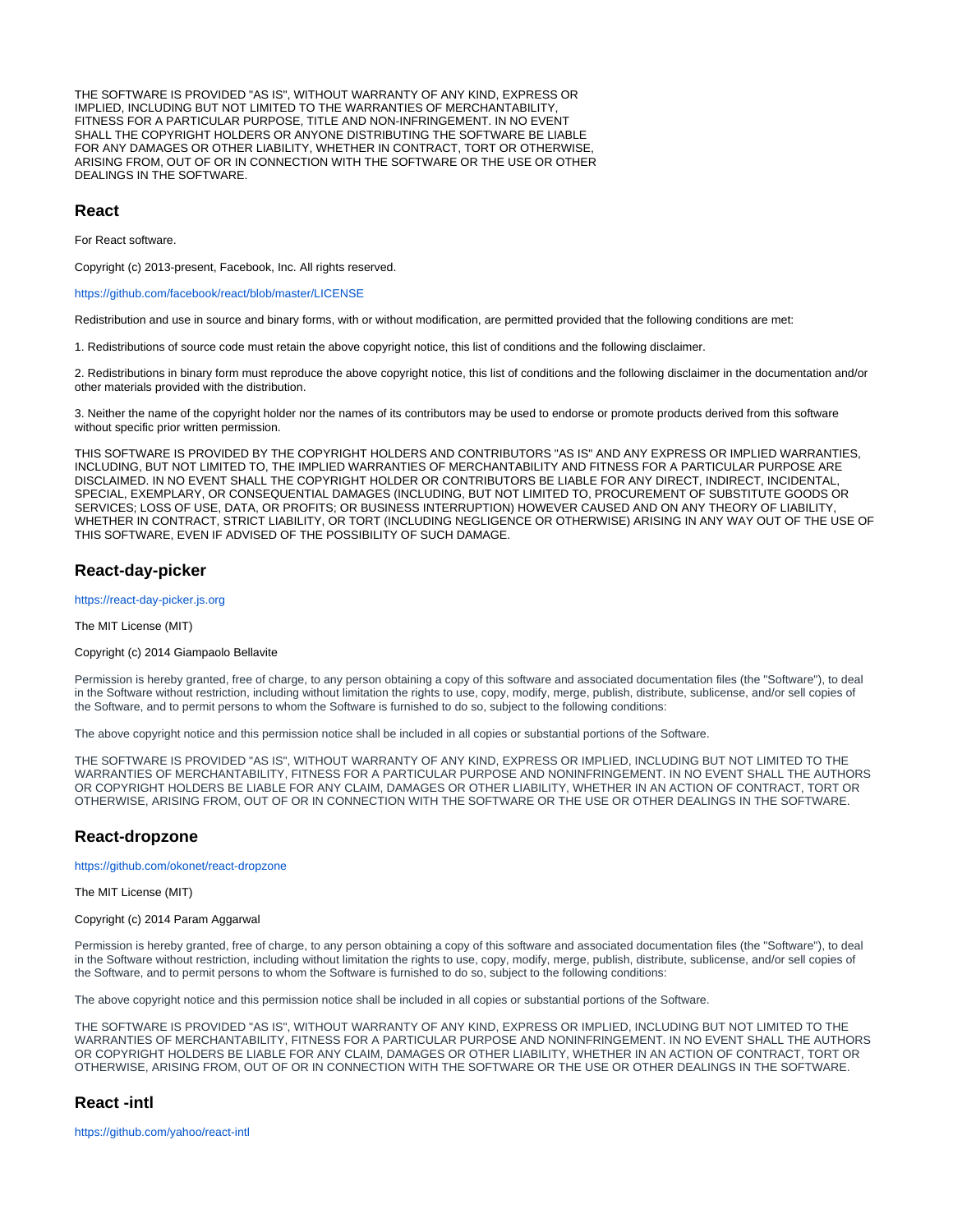THE SOFTWARE IS PROVIDED "AS IS", WITHOUT WARRANTY OF ANY KIND, EXPRESS OR IMPLIED, INCLUDING BUT NOT LIMITED TO THE WARRANTIES OF MERCHANTABILITY, FITNESS FOR A PARTICULAR PURPOSE, TITLE AND NON-INFRINGEMENT. IN NO EVENT SHALL THE COPYRIGHT HOLDERS OR ANYONE DISTRIBUTING THE SOFTWARE BE LIABLE FOR ANY DAMAGES OR OTHER LIABILITY, WHETHER IN CONTRACT, TORT OR OTHERWISE, ARISING FROM, OUT OF OR IN CONNECTION WITH THE SOFTWARE OR THE USE OR OTHER DEALINGS IN THE SOFTWARE.

## React

For React software.

Copyright (c) 2013-present, Facebook, Inc. All rights reserved.

https://github.com/facebook/react/blob/master/LICENSE

Redistribution and use in source and binary forms, with or without modification, are permitted provided that the following conditions are met:

1. Redistributions of source code must retain the above copyright notice, this list of conditions and the following disclaimer.

2. Redistributions in binary form must reproduce the above copyright notice, this list of conditions and the following disclaimer in the documentation and/or other materials provided with the distribution.

3. Neither the name of the copyright holder nor the names of its contributors may be used to endorse or promote products derived from this software without specific prior written permission.

THIS SOFTWARE IS PROVIDED BY THE COPYRIGHT HOLDERS AND CONTRIBUTORS "AS IS" AND ANY EXPRESS OR IMPLIED WARRANTIES, INCLUDING, BUT NOT LIMITED TO, THE IMPLIED WARRANTIES OF MERCHANTABILITY AND FITNESS FOR A PARTICULAR PURPOSE ARE DISCLAIMED. IN NO EVENT SHALL THE COPYRIGHT HOLDER OR CONTRIBUTORS BE LIABLE FOR ANY DIRECT, INDIRECT, INCIDENTAL, SPECIAL, EXEMPLARY, OR CONSEQUENTIAL DAMAGES (INCLUDING, BUT NOT LIMITED TO, PROCUREMENT OF SUBSTITUTE GOODS OR SERVICES; LOSS OF USE, DATA, OR PROFITS; OR BUSINESS INTERRUPTION) HOWEVER CAUSED AND ON ANY THEORY OF LIABILITY, WHETHER IN CONTRACT, STRICT LIABILITY, OR TORT (INCLUDING NEGLIGENCE OR OTHERWISE) ARISING IN ANY WAY OUT OF THE USE OF THIS SOFTWARE, EVEN IF ADVISED OF THE POSSIBILITY OF SUCH DAMAGE.

## React-day-picker

https://react-day-picker.js.org

The MIT License (MIT)

Copyright (c) 2014 Giampaolo Bellavite

Permission is hereby granted, free of charge, to any person obtaining a copy of this software and associated documentation files (the "Software"), to deal in the Software without restriction, including without limitation the rights to use, copy, modify, merge, publish, distribute, sublicense, and/or sell copies of the Software, and to permit persons to whom the Software is furnished to do so, subject to the following conditions:

The above copyright notice and this permission notice shall be included in all copies or substantial portions of the Software.

THE SOFTWARE IS PROVIDED "AS IS", WITHOUT WARRANTY OF ANY KIND, EXPRESS OR IMPLIED, INCLUDING BUT NOT LIMITED TO THE WARRANTIES OF MERCHANTABILITY, FITNESS FOR A PARTICULAR PURPOSE AND NONINFRINGEMENT. IN NO EVENT SHALL THE AUTHORS OR COPYRIGHT HOLDERS BE LIABLE FOR ANY CLAIM, DAMAGES OR OTHER LIABILITY, WHETHER IN AN ACTION OF CONTRACT, TORT OR OTHERWISE, ARISING FROM, OUT OF OR IN CONNECTION WITH THE SOFTWARE OR THE USE OR OTHER DEALINGS IN THE SOFTWARE.

## React-dropzone

https://github.com/okonet/react-dropzone

The MIT License (MIT)

Copyright (c) 2014 Param Aggarwal

Permission is hereby granted, free of charge, to any person obtaining a copy of this software and associated documentation files (the "Software"), to deal in the Software without restriction, including without limitation the rights to use, copy, modify, merge, publish, distribute, sublicense, and/or sell copies of the Software, and to permit persons to whom the Software is furnished to do so, subject to the following conditions:

The above copyright notice and this permission notice shall be included in all copies or substantial portions of the Software.

THE SOFTWARE IS PROVIDED "AS IS", WITHOUT WARRANTY OF ANY KIND, EXPRESS OR IMPLIED, INCLUDING BUT NOT LIMITED TO THE WARRANTIES OF MERCHANTABILITY, FITNESS FOR A PARTICULAR PURPOSE AND NONINFRINGEMENT. IN NO EVENT SHALL THE AUTHORS OR COPYRIGHT HOLDERS BE LIABLE FOR ANY CLAIM, DAMAGES OR OTHER LIABILITY, WHETHER IN AN ACTION OF CONTRACT, TORT OR OTHERWISE, ARISING FROM, OUT OF OR IN CONNECTION WITH THE SOFTWARE OR THE USE OR OTHER DEALINGS IN THE SOFTWARE.

## React -intl

https://github.com/yahoo/react-intl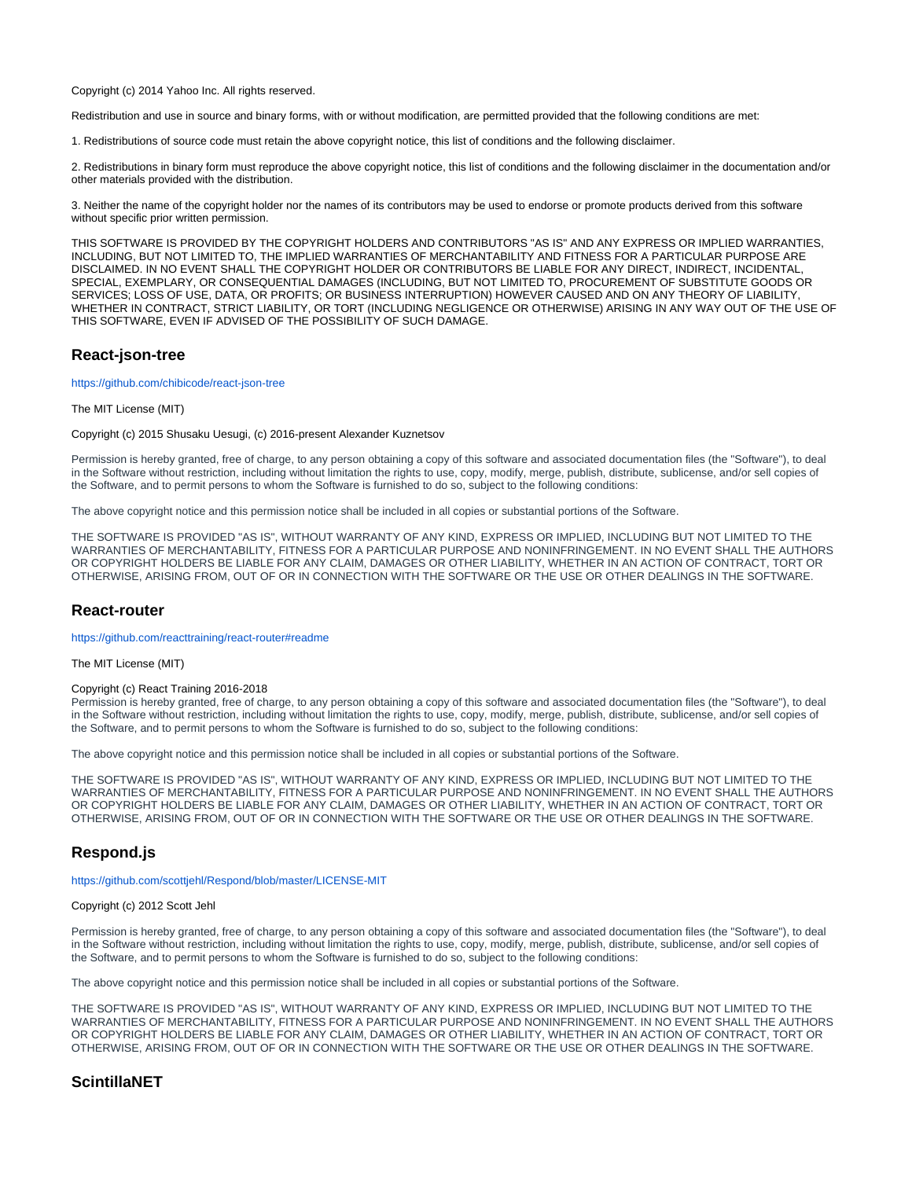Copyright (c) 2014 Yahoo Inc. All rights reserved.

Redistribution and use in source and binary forms, with or without modification, are permitted provided that the following conditions are met:

1. Redistributions of source code must retain the above copyright notice, this list of conditions and the following disclaimer.

2. Redistributions in binary form must reproduce the above copyright notice, this list of conditions and the following disclaimer in the documentation and/or other materials provided with the distribution.

3. Neither the name of the copyright holder nor the names of its contributors may be used to endorse or promote products derived from this software without specific prior written permission.

THIS SOFTWARE IS PROVIDED BY THE COPYRIGHT HOLDERS AND CONTRIBUTORS "AS IS" AND ANY EXPRESS OR IMPLIED WARRANTIES, INCLUDING, BUT NOT LIMITED TO, THE IMPLIED WARRANTIES OF MERCHANTABILITY AND FITNESS FOR A PARTICULAR PURPOSE ARE DISCLAIMED. IN NO EVENT SHALL THE COPYRIGHT HOLDER OR CONTRIBUTORS BE LIABLE FOR ANY DIRECT, INDIRECT, INCIDENTAL, SPECIAL, EXEMPLARY, OR CONSEQUENTIAL DAMAGES (INCLUDING, BUT NOT LIMITED TO, PROCUREMENT OF SUBSTITUTE GOODS OR SERVICES; LOSS OF USE, DATA, OR PROFITS; OR BUSINESS INTERRUPTION) HOWEVER CAUSED AND ON ANY THEORY OF LIABILITY, WHETHER IN CONTRACT, STRICT LIABILITY, OR TORT (INCLUDING NEGLIGENCE OR OTHERWISE) ARISING IN ANY WAY OUT OF THE USE OF THIS SOFTWARE, EVEN IF ADVISED OF THE POSSIBILITY OF SUCH DAMAGE.

## React-json-tree

https://github.com/chibicode/react-json-tree

The MIT License (MIT)

Copyright (c) 2015 Shusaku Uesugi, (c) 2016-present Alexander Kuznetsov

Permission is hereby granted, free of charge, to any person obtaining a copy of this software and associated documentation files (the "Software"), to deal in the Software without restriction, including without limitation the rights to use, copy, modify, merge, publish, distribute, sublicense, and/or sell copies of the Software, and to permit persons to whom the Software is furnished to do so, subject to the following conditions:

The above copyright notice and this permission notice shall be included in all copies or substantial portions of the Software.

THE SOFTWARE IS PROVIDED "AS IS", WITHOUT WARRANTY OF ANY KIND, EXPRESS OR IMPLIED, INCLUDING BUT NOT LIMITED TO THE WARRANTIES OF MERCHANTABILITY, FITNESS FOR A PARTICULAR PURPOSE AND NONINFRINGEMENT. IN NO EVENT SHALL THE AUTHORS OR COPYRIGHT HOLDERS BE LIABLE FOR ANY CLAIM, DAMAGES OR OTHER LIABILITY, WHETHER IN AN ACTION OF CONTRACT, TORT OR OTHERWISE, ARISING FROM, OUT OF OR IN CONNECTION WITH THE SOFTWARE OR THE USE OR OTHER DEALINGS IN THE SOFTWARE.

## React-router

https://github.com/reacttraining/react-router#readme

The MIT License (MIT)

Copyright (c) React Training 2016-2018
Permission is hereby granted, free of charge, to any person obtaining a copy of this software and associated documentation files (the "Software"), to deal in the Software without restriction, including without limitation the rights to use, copy, modify, merge, publish, distribute, sublicense, and/or sell copies of the Software, and to permit persons to whom the Software is furnished to do so, subject to the following conditions:

The above copyright notice and this permission notice shall be included in all copies or substantial portions of the Software.

THE SOFTWARE IS PROVIDED "AS IS", WITHOUT WARRANTY OF ANY KIND, EXPRESS OR IMPLIED, INCLUDING BUT NOT LIMITED TO THE WARRANTIES OF MERCHANTABILITY, FITNESS FOR A PARTICULAR PURPOSE AND NONINFRINGEMENT. IN NO EVENT SHALL THE AUTHORS OR COPYRIGHT HOLDERS BE LIABLE FOR ANY CLAIM, DAMAGES OR OTHER LIABILITY, WHETHER IN AN ACTION OF CONTRACT, TORT OR OTHERWISE, ARISING FROM, OUT OF OR IN CONNECTION WITH THE SOFTWARE OR THE USE OR OTHER DEALINGS IN THE SOFTWARE.

## Respond.js

https://github.com/scottjehl/Respond/blob/master/LICENSE-MIT

Copyright (c) 2012 Scott Jehl

Permission is hereby granted, free of charge, to any person obtaining a copy of this software and associated documentation files (the "Software"), to deal in the Software without restriction, including without limitation the rights to use, copy, modify, merge, publish, distribute, sublicense, and/or sell copies of the Software, and to permit persons to whom the Software is furnished to do so, subject to the following conditions:

The above copyright notice and this permission notice shall be included in all copies or substantial portions of the Software.

THE SOFTWARE IS PROVIDED "AS IS", WITHOUT WARRANTY OF ANY KIND, EXPRESS OR IMPLIED, INCLUDING BUT NOT LIMITED TO THE WARRANTIES OF MERCHANTABILITY, FITNESS FOR A PARTICULAR PURPOSE AND NONINFRINGEMENT. IN NO EVENT SHALL THE AUTHORS OR COPYRIGHT HOLDERS BE LIABLE FOR ANY CLAIM, DAMAGES OR OTHER LIABILITY, WHETHER IN AN ACTION OF CONTRACT, TORT OR OTHERWISE, ARISING FROM, OUT OF OR IN CONNECTION WITH THE SOFTWARE OR THE USE OR OTHER DEALINGS IN THE SOFTWARE.

## ScintillaNET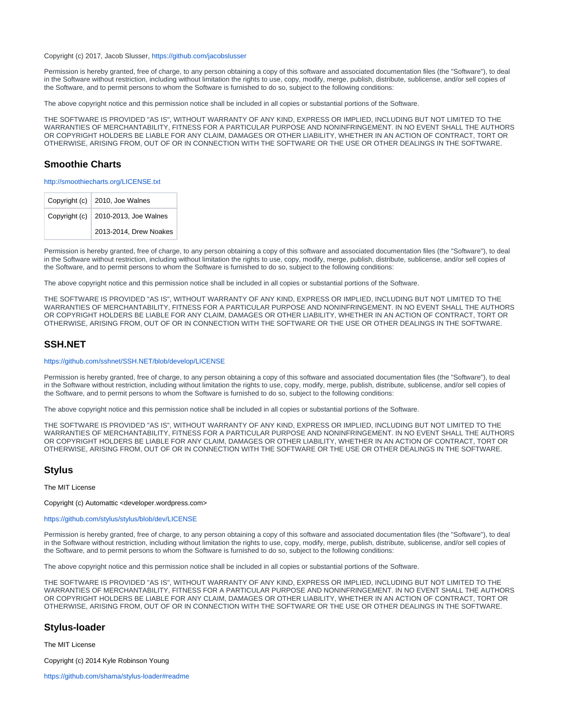Copyright (c) 2017, Jacob Slusser, https://github.com/jacobslusser

Permission is hereby granted, free of charge, to any person obtaining a copy of this software and associated documentation files (the "Software"), to deal in the Software without restriction, including without limitation the rights to use, copy, modify, merge, publish, distribute, sublicense, and/or sell copies of the Software, and to permit persons to whom the Software is furnished to do so, subject to the following conditions:

The above copyright notice and this permission notice shall be included in all copies or substantial portions of the Software.

THE SOFTWARE IS PROVIDED "AS IS", WITHOUT WARRANTY OF ANY KIND, EXPRESS OR IMPLIED, INCLUDING BUT NOT LIMITED TO THE WARRANTIES OF MERCHANTABILITY, FITNESS FOR A PARTICULAR PURPOSE AND NONINFRINGEMENT. IN NO EVENT SHALL THE AUTHORS OR COPYRIGHT HOLDERS BE LIABLE FOR ANY CLAIM, DAMAGES OR OTHER LIABILITY, WHETHER IN AN ACTION OF CONTRACT, TORT OR OTHERWISE, ARISING FROM, OUT OF OR IN CONNECTION WITH THE SOFTWARE OR THE USE OR OTHER DEALINGS IN THE SOFTWARE.

### Smoothie Charts

http://smoothiecharts.org/LICENSE.txt

| Copyright (c) | 2010, Joe Walnes |
|---|---|
| Copyright (c) | 2010-2013, Joe Walnes |
| | 2013-2014, Drew Noakes |

Permission is hereby granted, free of charge, to any person obtaining a copy of this software and associated documentation files (the "Software"), to deal in the Software without restriction, including without limitation the rights to use, copy, modify, merge, publish, distribute, sublicense, and/or sell copies of the Software, and to permit persons to whom the Software is furnished to do so, subject to the following conditions:

The above copyright notice and this permission notice shall be included in all copies or substantial portions of the Software.

THE SOFTWARE IS PROVIDED "AS IS", WITHOUT WARRANTY OF ANY KIND, EXPRESS OR IMPLIED, INCLUDING BUT NOT LIMITED TO THE WARRANTIES OF MERCHANTABILITY, FITNESS FOR A PARTICULAR PURPOSE AND NONINFRINGEMENT. IN NO EVENT SHALL THE AUTHORS OR COPYRIGHT HOLDERS BE LIABLE FOR ANY CLAIM, DAMAGES OR OTHER LIABILITY, WHETHER IN AN ACTION OF CONTRACT, TORT OR OTHERWISE, ARISING FROM, OUT OF OR IN CONNECTION WITH THE SOFTWARE OR THE USE OR OTHER DEALINGS IN THE SOFTWARE.

### SSH.NET

https://github.com/sshnet/SSH.NET/blob/develop/LICENSE

Permission is hereby granted, free of charge, to any person obtaining a copy of this software and associated documentation files (the "Software"), to deal in the Software without restriction, including without limitation the rights to use, copy, modify, merge, publish, distribute, sublicense, and/or sell copies of the Software, and to permit persons to whom the Software is furnished to do so, subject to the following conditions:

The above copyright notice and this permission notice shall be included in all copies or substantial portions of the Software.

THE SOFTWARE IS PROVIDED "AS IS", WITHOUT WARRANTY OF ANY KIND, EXPRESS OR IMPLIED, INCLUDING BUT NOT LIMITED TO THE WARRANTIES OF MERCHANTABILITY, FITNESS FOR A PARTICULAR PURPOSE AND NONINFRINGEMENT. IN NO EVENT SHALL THE AUTHORS OR COPYRIGHT HOLDERS BE LIABLE FOR ANY CLAIM, DAMAGES OR OTHER LIABILITY, WHETHER IN AN ACTION OF CONTRACT, TORT OR OTHERWISE, ARISING FROM, OUT OF OR IN CONNECTION WITH THE SOFTWARE OR THE USE OR OTHER DEALINGS IN THE SOFTWARE.

### Stylus

The MIT License

Copyright (c) Automattic <developer.wordpress.com>

https://github.com/stylus/stylus/blob/dev/LICENSE

Permission is hereby granted, free of charge, to any person obtaining a copy of this software and associated documentation files (the "Software"), to deal in the Software without restriction, including without limitation the rights to use, copy, modify, merge, publish, distribute, sublicense, and/or sell copies of the Software, and to permit persons to whom the Software is furnished to do so, subject to the following conditions:

The above copyright notice and this permission notice shall be included in all copies or substantial portions of the Software.

THE SOFTWARE IS PROVIDED "AS IS", WITHOUT WARRANTY OF ANY KIND, EXPRESS OR IMPLIED, INCLUDING BUT NOT LIMITED TO THE WARRANTIES OF MERCHANTABILITY, FITNESS FOR A PARTICULAR PURPOSE AND NONINFRINGEMENT. IN NO EVENT SHALL THE AUTHORS OR COPYRIGHT HOLDERS BE LIABLE FOR ANY CLAIM, DAMAGES OR OTHER LIABILITY, WHETHER IN AN ACTION OF CONTRACT, TORT OR OTHERWISE, ARISING FROM, OUT OF OR IN CONNECTION WITH THE SOFTWARE OR THE USE OR OTHER DEALINGS IN THE SOFTWARE.

### Stylus-loader

The MIT License

Copyright (c) 2014 Kyle Robinson Young

https://github.com/shama/stylus-loader#readme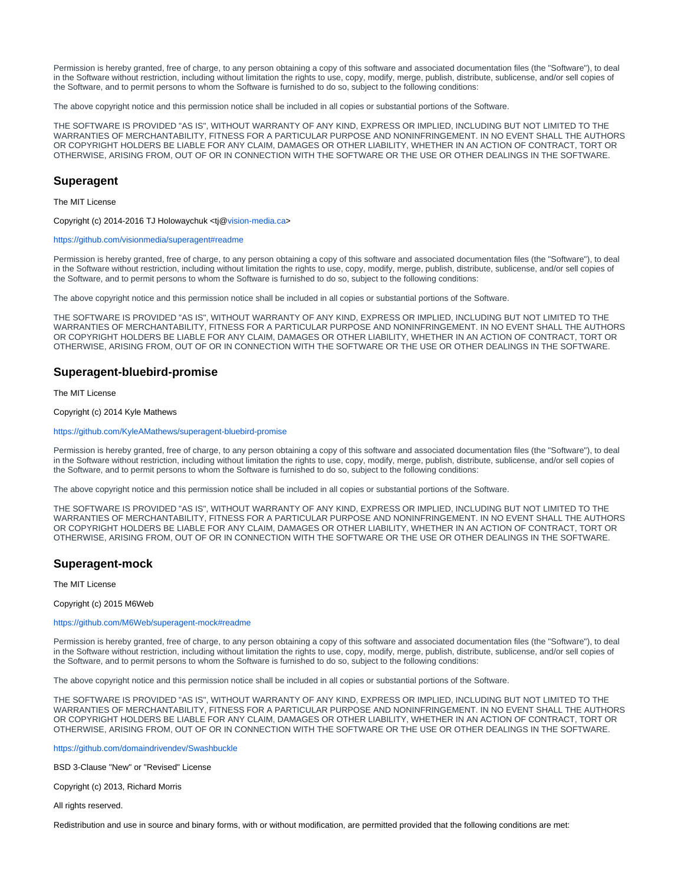Permission is hereby granted, free of charge, to any person obtaining a copy of this software and associated documentation files (the "Software"), to deal in the Software without restriction, including without limitation the rights to use, copy, modify, merge, publish, distribute, sublicense, and/or sell copies of the Software, and to permit persons to whom the Software is furnished to do so, subject to the following conditions:

The above copyright notice and this permission notice shall be included in all copies or substantial portions of the Software.

THE SOFTWARE IS PROVIDED "AS IS", WITHOUT WARRANTY OF ANY KIND, EXPRESS OR IMPLIED, INCLUDING BUT NOT LIMITED TO THE WARRANTIES OF MERCHANTABILITY, FITNESS FOR A PARTICULAR PURPOSE AND NONINFRINGEMENT. IN NO EVENT SHALL THE AUTHORS OR COPYRIGHT HOLDERS BE LIABLE FOR ANY CLAIM, DAMAGES OR OTHER LIABILITY, WHETHER IN AN ACTION OF CONTRACT, TORT OR OTHERWISE, ARISING FROM, OUT OF OR IN CONNECTION WITH THE SOFTWARE OR THE USE OR OTHER DEALINGS IN THE SOFTWARE.

## Superagent

The MIT License

Copyright (c) 2014-2016 TJ Holowaychuk <tj@vision-media.ca>

https://github.com/visionmedia/superagent#readme

Permission is hereby granted, free of charge, to any person obtaining a copy of this software and associated documentation files (the "Software"), to deal in the Software without restriction, including without limitation the rights to use, copy, modify, merge, publish, distribute, sublicense, and/or sell copies of the Software, and to permit persons to whom the Software is furnished to do so, subject to the following conditions:

The above copyright notice and this permission notice shall be included in all copies or substantial portions of the Software.

THE SOFTWARE IS PROVIDED "AS IS", WITHOUT WARRANTY OF ANY KIND, EXPRESS OR IMPLIED, INCLUDING BUT NOT LIMITED TO THE WARRANTIES OF MERCHANTABILITY, FITNESS FOR A PARTICULAR PURPOSE AND NONINFRINGEMENT. IN NO EVENT SHALL THE AUTHORS OR COPYRIGHT HOLDERS BE LIABLE FOR ANY CLAIM, DAMAGES OR OTHER LIABILITY, WHETHER IN AN ACTION OF CONTRACT, TORT OR OTHERWISE, ARISING FROM, OUT OF OR IN CONNECTION WITH THE SOFTWARE OR THE USE OR OTHER DEALINGS IN THE SOFTWARE.

## Superagent-bluebird-promise

The MIT License

Copyright (c) 2014 Kyle Mathews

https://github.com/KyleAMathews/superagent-bluebird-promise

Permission is hereby granted, free of charge, to any person obtaining a copy of this software and associated documentation files (the "Software"), to deal in the Software without restriction, including without limitation the rights to use, copy, modify, merge, publish, distribute, sublicense, and/or sell copies of the Software, and to permit persons to whom the Software is furnished to do so, subject to the following conditions:

The above copyright notice and this permission notice shall be included in all copies or substantial portions of the Software.

THE SOFTWARE IS PROVIDED "AS IS", WITHOUT WARRANTY OF ANY KIND, EXPRESS OR IMPLIED, INCLUDING BUT NOT LIMITED TO THE WARRANTIES OF MERCHANTABILITY, FITNESS FOR A PARTICULAR PURPOSE AND NONINFRINGEMENT. IN NO EVENT SHALL THE AUTHORS OR COPYRIGHT HOLDERS BE LIABLE FOR ANY CLAIM, DAMAGES OR OTHER LIABILITY, WHETHER IN AN ACTION OF CONTRACT, TORT OR OTHERWISE, ARISING FROM, OUT OF OR IN CONNECTION WITH THE SOFTWARE OR THE USE OR OTHER DEALINGS IN THE SOFTWARE.

## Superagent-mock

The MIT License

Copyright (c) 2015 M6Web

https://github.com/M6Web/superagent-mock#readme

Permission is hereby granted, free of charge, to any person obtaining a copy of this software and associated documentation files (the "Software"), to deal in the Software without restriction, including without limitation the rights to use, copy, modify, merge, publish, distribute, sublicense, and/or sell copies of the Software, and to permit persons to whom the Software is furnished to do so, subject to the following conditions:

The above copyright notice and this permission notice shall be included in all copies or substantial portions of the Software.

THE SOFTWARE IS PROVIDED "AS IS", WITHOUT WARRANTY OF ANY KIND, EXPRESS OR IMPLIED, INCLUDING BUT NOT LIMITED TO THE WARRANTIES OF MERCHANTABILITY, FITNESS FOR A PARTICULAR PURPOSE AND NONINFRINGEMENT. IN NO EVENT SHALL THE AUTHORS OR COPYRIGHT HOLDERS BE LIABLE FOR ANY CLAIM, DAMAGES OR OTHER LIABILITY, WHETHER IN AN ACTION OF CONTRACT, TORT OR OTHERWISE, ARISING FROM, OUT OF OR IN CONNECTION WITH THE SOFTWARE OR THE USE OR OTHER DEALINGS IN THE SOFTWARE.

https://github.com/domaindrivendev/Swashbuckle

BSD 3-Clause "New" or "Revised" License

Copyright (c) 2013, Richard Morris

All rights reserved.

Redistribution and use in source and binary forms, with or without modification, are permitted provided that the following conditions are met: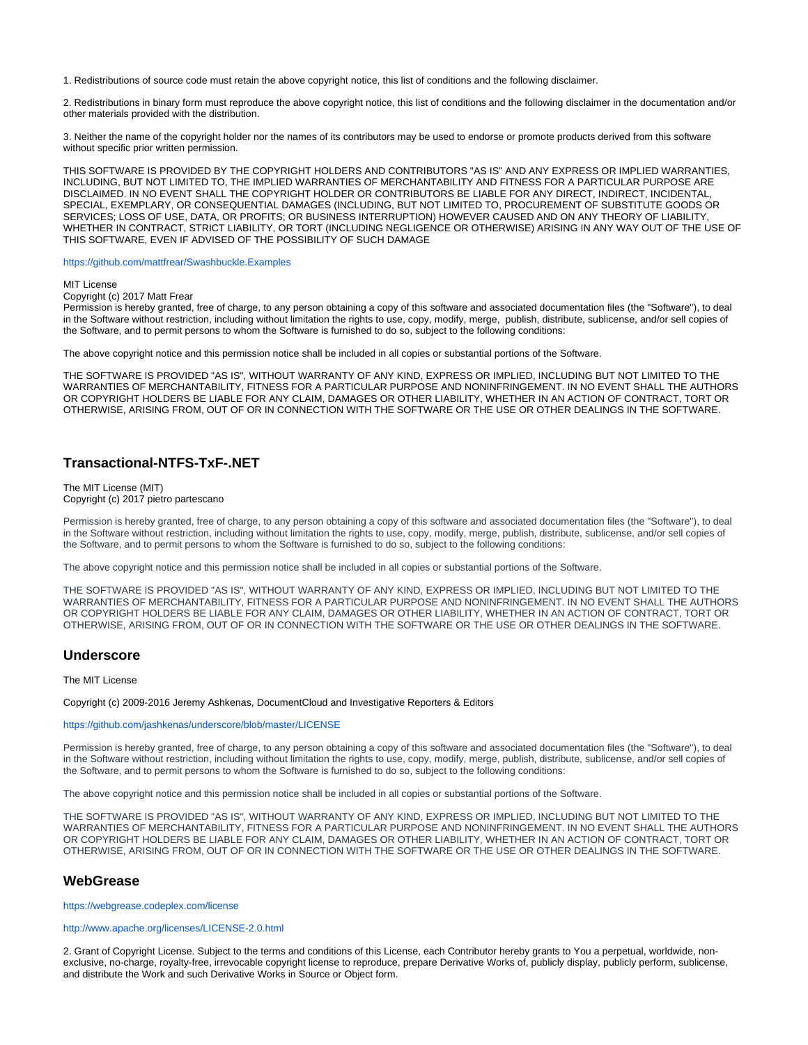1. Redistributions of source code must retain the above copyright notice, this list of conditions and the following disclaimer.

2. Redistributions in binary form must reproduce the above copyright notice, this list of conditions and the following disclaimer in the documentation and/or other materials provided with the distribution.

3. Neither the name of the copyright holder nor the names of its contributors may be used to endorse or promote products derived from this software without specific prior written permission.

THIS SOFTWARE IS PROVIDED BY THE COPYRIGHT HOLDERS AND CONTRIBUTORS "AS IS" AND ANY EXPRESS OR IMPLIED WARRANTIES, INCLUDING, BUT NOT LIMITED TO, THE IMPLIED WARRANTIES OF MERCHANTABILITY AND FITNESS FOR A PARTICULAR PURPOSE ARE DISCLAIMED. IN NO EVENT SHALL THE COPYRIGHT HOLDER OR CONTRIBUTORS BE LIABLE FOR ANY DIRECT, INDIRECT, INCIDENTAL, SPECIAL, EXEMPLARY, OR CONSEQUENTIAL DAMAGES (INCLUDING, BUT NOT LIMITED TO, PROCUREMENT OF SUBSTITUTE GOODS OR SERVICES; LOSS OF USE, DATA, OR PROFITS; OR BUSINESS INTERRUPTION) HOWEVER CAUSED AND ON ANY THEORY OF LIABILITY, WHETHER IN CONTRACT, STRICT LIABILITY, OR TORT (INCLUDING NEGLIGENCE OR OTHERWISE) ARISING IN ANY WAY OUT OF THE USE OF THIS SOFTWARE, EVEN IF ADVISED OF THE POSSIBILITY OF SUCH DAMAGE

https://github.com/mattfrear/Swashbuckle.Examples

MIT License
Copyright (c) 2017 Matt Frear
Permission is hereby granted, free of charge, to any person obtaining a copy of this software and associated documentation files (the "Software"), to deal in the Software without restriction, including without limitation the rights to use, copy, modify, merge, publish, distribute, sublicense, and/or sell copies of the Software, and to permit persons to whom the Software is furnished to do so, subject to the following conditions:

The above copyright notice and this permission notice shall be included in all copies or substantial portions of the Software.

THE SOFTWARE IS PROVIDED "AS IS", WITHOUT WARRANTY OF ANY KIND, EXPRESS OR IMPLIED, INCLUDING BUT NOT LIMITED TO THE WARRANTIES OF MERCHANTABILITY, FITNESS FOR A PARTICULAR PURPOSE AND NONINFRINGEMENT. IN NO EVENT SHALL THE AUTHORS OR COPYRIGHT HOLDERS BE LIABLE FOR ANY CLAIM, DAMAGES OR OTHER LIABILITY, WHETHER IN AN ACTION OF CONTRACT, TORT OR OTHERWISE, ARISING FROM, OUT OF OR IN CONNECTION WITH THE SOFTWARE OR THE USE OR OTHER DEALINGS IN THE SOFTWARE.

## Transactional-NTFS-TxF-.NET

The MIT License (MIT)
Copyright (c) 2017 pietro partescano

Permission is hereby granted, free of charge, to any person obtaining a copy of this software and associated documentation files (the "Software"), to deal in the Software without restriction, including without limitation the rights to use, copy, modify, merge, publish, distribute, sublicense, and/or sell copies of the Software, and to permit persons to whom the Software is furnished to do so, subject to the following conditions:

The above copyright notice and this permission notice shall be included in all copies or substantial portions of the Software.

THE SOFTWARE IS PROVIDED "AS IS", WITHOUT WARRANTY OF ANY KIND, EXPRESS OR IMPLIED, INCLUDING BUT NOT LIMITED TO THE WARRANTIES OF MERCHANTABILITY, FITNESS FOR A PARTICULAR PURPOSE AND NONINFRINGEMENT. IN NO EVENT SHALL THE AUTHORS OR COPYRIGHT HOLDERS BE LIABLE FOR ANY CLAIM, DAMAGES OR OTHER LIABILITY, WHETHER IN AN ACTION OF CONTRACT, TORT OR OTHERWISE, ARISING FROM, OUT OF OR IN CONNECTION WITH THE SOFTWARE OR THE USE OR OTHER DEALINGS IN THE SOFTWARE.

## Underscore

The MIT License

Copyright (c) 2009-2016 Jeremy Ashkenas, DocumentCloud and Investigative Reporters & Editors

https://github.com/jashkenas/underscore/blob/master/LICENSE

Permission is hereby granted, free of charge, to any person obtaining a copy of this software and associated documentation files (the "Software"), to deal in the Software without restriction, including without limitation the rights to use, copy, modify, merge, publish, distribute, sublicense, and/or sell copies of the Software, and to permit persons to whom the Software is furnished to do so, subject to the following conditions:

The above copyright notice and this permission notice shall be included in all copies or substantial portions of the Software.

THE SOFTWARE IS PROVIDED "AS IS", WITHOUT WARRANTY OF ANY KIND, EXPRESS OR IMPLIED, INCLUDING BUT NOT LIMITED TO THE WARRANTIES OF MERCHANTABILITY, FITNESS FOR A PARTICULAR PURPOSE AND NONINFRINGEMENT. IN NO EVENT SHALL THE AUTHORS OR COPYRIGHT HOLDERS BE LIABLE FOR ANY CLAIM, DAMAGES OR OTHER LIABILITY, WHETHER IN AN ACTION OF CONTRACT, TORT OR OTHERWISE, ARISING FROM, OUT OF OR IN CONNECTION WITH THE SOFTWARE OR THE USE OR OTHER DEALINGS IN THE SOFTWARE.

## WebGrease

https://webgrease.codeplex.com/license

http://www.apache.org/licenses/LICENSE-2.0.html

2. Grant of Copyright License. Subject to the terms and conditions of this License, each Contributor hereby grants to You a perpetual, worldwide, non-exclusive, no-charge, royalty-free, irrevocable copyright license to reproduce, prepare Derivative Works of, publicly display, publicly perform, sublicense, and distribute the Work and such Derivative Works in Source or Object form.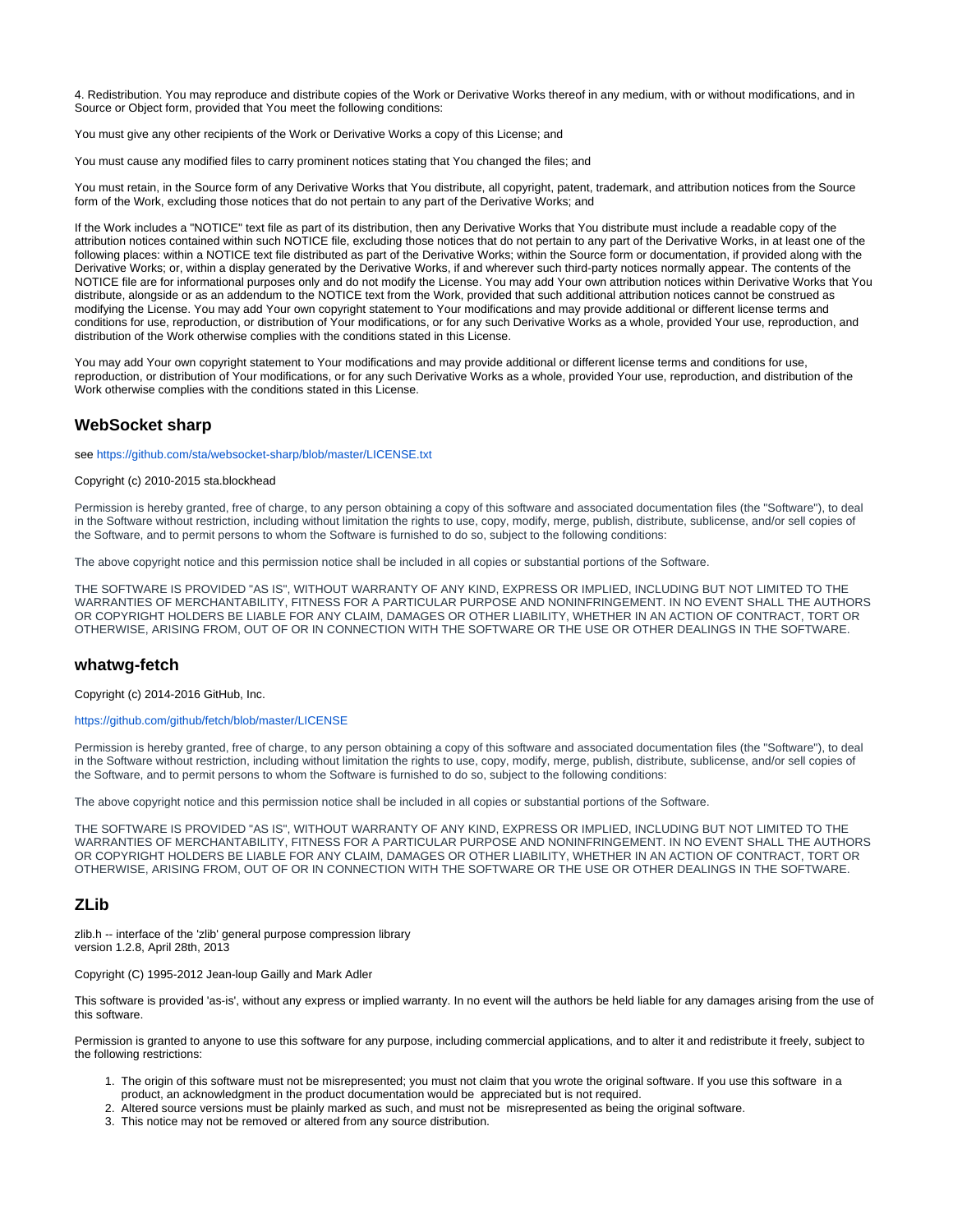4. Redistribution. You may reproduce and distribute copies of the Work or Derivative Works thereof in any medium, with or without modifications, and in Source or Object form, provided that You meet the following conditions:

You must give any other recipients of the Work or Derivative Works a copy of this License; and

You must cause any modified files to carry prominent notices stating that You changed the files; and

You must retain, in the Source form of any Derivative Works that You distribute, all copyright, patent, trademark, and attribution notices from the Source form of the Work, excluding those notices that do not pertain to any part of the Derivative Works; and

If the Work includes a "NOTICE" text file as part of its distribution, then any Derivative Works that You distribute must include a readable copy of the attribution notices contained within such NOTICE file, excluding those notices that do not pertain to any part of the Derivative Works, in at least one of the following places: within a NOTICE text file distributed as part of the Derivative Works; within the Source form or documentation, if provided along with the Derivative Works; or, within a display generated by the Derivative Works, if and wherever such third-party notices normally appear. The contents of the NOTICE file are for informational purposes only and do not modify the License. You may add Your own attribution notices within Derivative Works that You distribute, alongside or as an addendum to the NOTICE text from the Work, provided that such additional attribution notices cannot be construed as modifying the License. You may add Your own copyright statement to Your modifications and may provide additional or different license terms and conditions for use, reproduction, or distribution of Your modifications, or for any such Derivative Works as a whole, provided Your use, reproduction, and distribution of the Work otherwise complies with the conditions stated in this License.

You may add Your own copyright statement to Your modifications and may provide additional or different license terms and conditions for use, reproduction, or distribution of Your modifications, or for any such Derivative Works as a whole, provided Your use, reproduction, and distribution of the Work otherwise complies with the conditions stated in this License.

## WebSocket sharp

see https://github.com/sta/websocket-sharp/blob/master/LICENSE.txt

Copyright (c) 2010-2015 sta.blockhead

Permission is hereby granted, free of charge, to any person obtaining a copy of this software and associated documentation files (the "Software"), to deal in the Software without restriction, including without limitation the rights to use, copy, modify, merge, publish, distribute, sublicense, and/or sell copies of the Software, and to permit persons to whom the Software is furnished to do so, subject to the following conditions:

The above copyright notice and this permission notice shall be included in all copies or substantial portions of the Software.

THE SOFTWARE IS PROVIDED "AS IS", WITHOUT WARRANTY OF ANY KIND, EXPRESS OR IMPLIED, INCLUDING BUT NOT LIMITED TO THE WARRANTIES OF MERCHANTABILITY, FITNESS FOR A PARTICULAR PURPOSE AND NONINFRINGEMENT. IN NO EVENT SHALL THE AUTHORS OR COPYRIGHT HOLDERS BE LIABLE FOR ANY CLAIM, DAMAGES OR OTHER LIABILITY, WHETHER IN AN ACTION OF CONTRACT, TORT OR OTHERWISE, ARISING FROM, OUT OF OR IN CONNECTION WITH THE SOFTWARE OR THE USE OR OTHER DEALINGS IN THE SOFTWARE.

## whatwg-fetch

Copyright (c) 2014-2016 GitHub, Inc.

https://github.com/github/fetch/blob/master/LICENSE

Permission is hereby granted, free of charge, to any person obtaining a copy of this software and associated documentation files (the "Software"), to deal in the Software without restriction, including without limitation the rights to use, copy, modify, merge, publish, distribute, sublicense, and/or sell copies of the Software, and to permit persons to whom the Software is furnished to do so, subject to the following conditions:

The above copyright notice and this permission notice shall be included in all copies or substantial portions of the Software.

THE SOFTWARE IS PROVIDED "AS IS", WITHOUT WARRANTY OF ANY KIND, EXPRESS OR IMPLIED, INCLUDING BUT NOT LIMITED TO THE WARRANTIES OF MERCHANTABILITY, FITNESS FOR A PARTICULAR PURPOSE AND NONINFRINGEMENT. IN NO EVENT SHALL THE AUTHORS OR COPYRIGHT HOLDERS BE LIABLE FOR ANY CLAIM, DAMAGES OR OTHER LIABILITY, WHETHER IN AN ACTION OF CONTRACT, TORT OR OTHERWISE, ARISING FROM, OUT OF OR IN CONNECTION WITH THE SOFTWARE OR THE USE OR OTHER DEALINGS IN THE SOFTWARE.

## ZLib

zlib.h -- interface of the 'zlib' general purpose compression library
version 1.2.8, April 28th, 2013

Copyright (C) 1995-2012 Jean-loup Gailly and Mark Adler

This software is provided 'as-is', without any express or implied warranty. In no event will the authors be held liable for any damages arising from the use of this software.

Permission is granted to anyone to use this software for any purpose, including commercial applications, and to alter it and redistribute it freely, subject to the following restrictions:

1. The origin of this software must not be misrepresented; you must not claim that you wrote the original software. If you use this software in a product, an acknowledgment in the product documentation would be appreciated but is not required.
2. Altered source versions must be plainly marked as such, and must not be misrepresented as being the original software.
3. This notice may not be removed or altered from any source distribution.